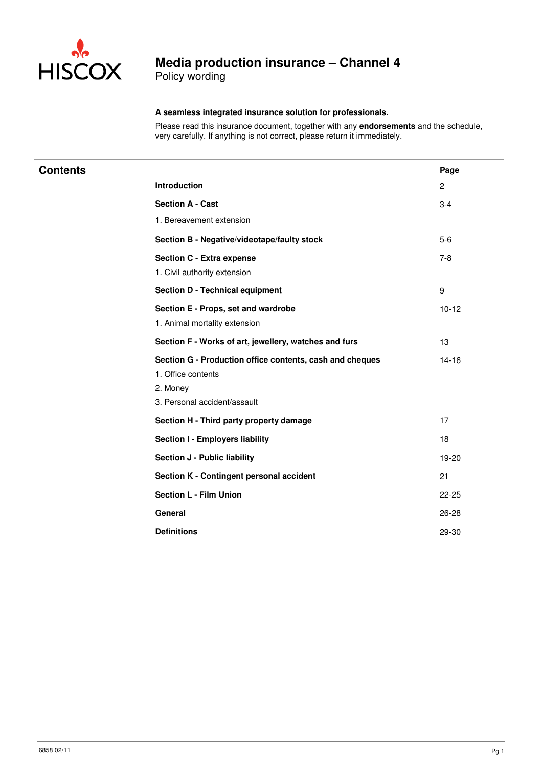HISCOX

# Media production insurance – Channel 4

Policy wording

**A seamless integrated insurance solution for professionals.**

Please read this insurance document, together with any **endorsements** and the schedule, very carefully. If anything is not correct, please return it immediately.

## Contents

| | Page |
|---|---|
| **Introduction** | 2 |
| **Section A - Cast** | 3-4 |
| 1. Bereavement extension | |
| **Section B - Negative/videotape/faulty stock** | 5-6 |
| **Section C - Extra expense** | 7-8 |
| 1. Civil authority extension | |
| **Section D - Technical equipment** | 9 |
| **Section E - Props, set and wardrobe** | 10-12 |
| 1. Animal mortality extension | |
| **Section F - Works of art, jewellery, watches and furs** | 13 |
| **Section G - Production office contents, cash and cheques** | 14-16 |
| 1. Office contents | |
| 2. Money | |
| 3. Personal accident/assault | |
| **Section H - Third party property damage** | 17 |
| **Section I - Employers liability** | 18 |
| **Section J - Public liability** | 19-20 |
| **Section K - Contingent personal accident** | 21 |
| **Section L - Film Union** | 22-25 |
| **General** | 26-28 |
| **Definitions** | 29-30 |

6858 02/11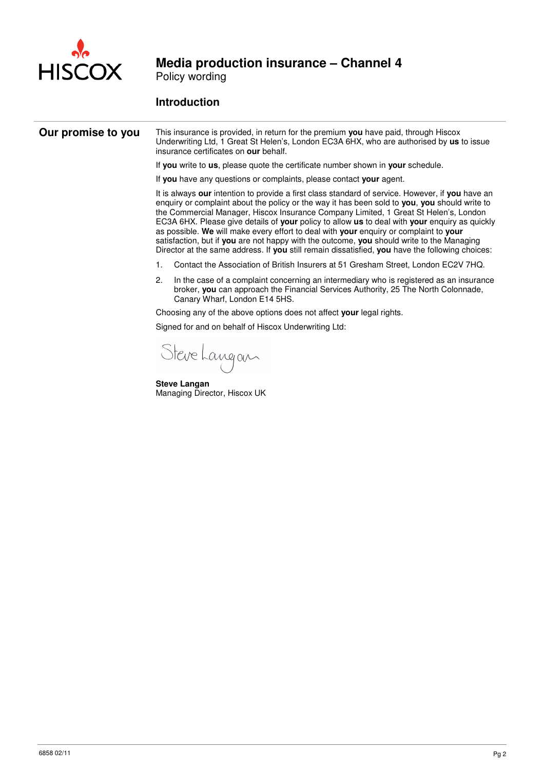# Media production insurance – Channel 4

Policy wording

## Introduction

### Our promise to you

This insurance is provided, in return for the premium **you** have paid, through Hiscox Underwriting Ltd, 1 Great St Helen's, London EC3A 6HX, who are authorised by **us** to issue insurance certificates on **our** behalf.

If **you** write to **us**, please quote the certificate number shown in **your** schedule.

If **you** have any questions or complaints, please contact **your** agent.

It is always **our** intention to provide a first class standard of service. However, if **you** have an enquiry or complaint about the policy or the way it has been sold to **you**, **you** should write to the Commercial Manager, Hiscox Insurance Company Limited, 1 Great St Helen's, London EC3A 6HX. Please give details of **your** policy to allow **us** to deal with **your** enquiry as quickly as possible. **We** will make every effort to deal with **your** enquiry or complaint to **your** satisfaction, but if **you** are not happy with the outcome, **you** should write to the Managing Director at the same address. If **you** still remain dissatisfied, **you** have the following choices:

1. Contact the Association of British Insurers at 51 Gresham Street, London EC2V 7HQ.
2. In the case of a complaint concerning an intermediary who is registered as an insurance broker, **you** can approach the Financial Services Authority, 25 The North Colonnade, Canary Wharf, London E14 5HS.

Choosing any of the above options does not affect **your** legal rights.

Signed for and on behalf of Hiscox Underwriting Ltd:

Steve Langan

**Steve Langan**
Managing Director, Hiscox UK

6858 02/11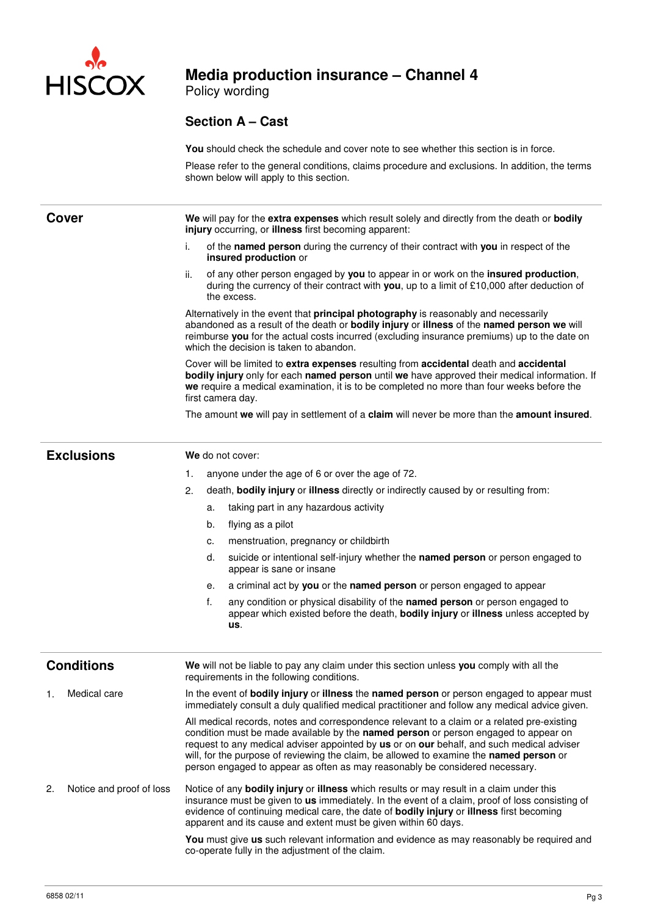# Media production insurance – Channel 4

Policy wording

## Section A – Cast

**You** should check the schedule and cover note to see whether this section is in force.

Please refer to the general conditions, claims procedure and exclusions. In addition, the terms shown below will apply to this section.

### Cover

**We** will pay for the **extra expenses** which result solely and directly from the death or **bodily injury** occurring, or **illness** first becoming apparent:

i. of the **named person** during the currency of their contract with **you** in respect of the **insured production** or

ii. of any other person engaged by **you** to appear in or work on the **insured production**, during the currency of their contract with **you**, up to a limit of £10,000 after deduction of the excess.

Alternatively in the event that **principal photography** is reasonably and necessarily abandoned as a result of the death or **bodily injury** or **illness** of the **named person we** will reimburse **you** for the actual costs incurred (excluding insurance premiums) up to the date on which the decision is taken to abandon.

Cover will be limited to **extra expenses** resulting from **accidental** death and **accidental bodily injury** only for each **named person** until **we** have approved their medical information. If **we** require a medical examination, it is to be completed no more than four weeks before the first camera day.

The amount **we** will pay in settlement of a **claim** will never be more than the **amount insured**.

### Exclusions

**We** do not cover:

1. anyone under the age of 6 or over the age of 72.
2. death, **bodily injury** or **illness** directly or indirectly caused by or resulting from:
   a. taking part in any hazardous activity
   b. flying as a pilot
   c. menstruation, pregnancy or childbirth
   d. suicide or intentional self-injury whether the **named person** or person engaged to appear is sane or insane
   e. a criminal act by **you** or the **named person** or person engaged to appear
   f. any condition or physical disability of the **named person** or person engaged to appear which existed before the death, **bodily injury** or **illness** unless accepted by **us**.

### Conditions

**We** will not be liable to pay any claim under this section unless **you** comply with all the requirements in the following conditions.

**1. Medical care**

In the event of **bodily injury** or **illness** the **named person** or person engaged to appear must immediately consult a duly qualified medical practitioner and follow any medical advice given.

All medical records, notes and correspondence relevant to a claim or a related pre-existing condition must be made available by the **named person** or person engaged to appear on request to any medical adviser appointed by **us** or on **our** behalf, and such medical adviser will, for the purpose of reviewing the claim, be allowed to examine the **named person** or person engaged to appear as often as may reasonably be considered necessary.

**2. Notice and proof of loss**

Notice of any **bodily injury** or **illness** which results or may result in a claim under this insurance must be given to **us** immediately. In the event of a claim, proof of loss consisting of evidence of continuing medical care, the date of **bodily injury** or **illness** first becoming apparent and its cause and extent must be given within 60 days.

**You** must give **us** such relevant information and evidence as may reasonably be required and co-operate fully in the adjustment of the claim.

6858 02/11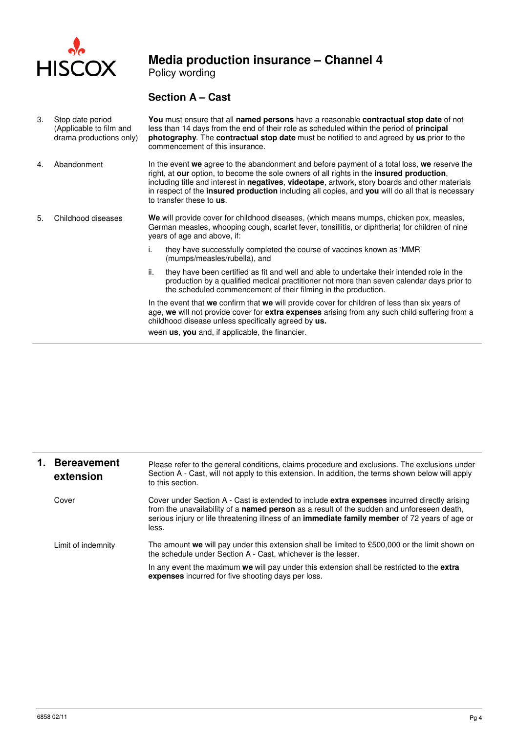# Media production insurance – Channel 4

Policy wording

## Section A – Cast

3. Stop date period (Applicable to film and drama productions only)

**You** must ensure that all **named persons** have a reasonable **contractual stop date** of not less than 14 days from the end of their role as scheduled within the period of **principal photography**. The **contractual stop date** must be notified to and agreed by **us** prior to the commencement of this insurance.

4. Abandonment

In the event **we** agree to the abandonment and before payment of a total loss, **we** reserve the right, at **our** option, to become the sole owners of all rights in the **insured production**, including title and interest in **negatives**, **videotape**, artwork, story boards and other materials in respect of the **insured production** including all copies, and **you** will do all that is necessary to transfer these to **us**.

5. Childhood diseases

**We** will provide cover for childhood diseases, (which means mumps, chicken pox, measles, German measles, whooping cough, scarlet fever, tonsillitis, or diphtheria) for children of nine years of age and above, if:

i. they have successfully completed the course of vaccines known as 'MMR' (mumps/measles/rubella), and

ii. they have been certified as fit and well and able to undertake their intended role in the production by a qualified medical practitioner not more than seven calendar days prior to the scheduled commencement of their filming in the production.

In the event that **we** confirm that **we** will provide cover for children of less than six years of age, **we** will not provide cover for **extra expenses** arising from any such child suffering from a childhood disease unless specifically agreed by **us.**

ween **us**, **you** and, if applicable, the financier.

## 1. Bereavement extension

Please refer to the general conditions, claims procedure and exclusions. The exclusions under Section A - Cast, will not apply to this extension. In addition, the terms shown below will apply to this section.

**Cover**

Cover under Section A - Cast is extended to include **extra expenses** incurred directly arising from the unavailability of a **named person** as a result of the sudden and unforeseen death, serious injury or life threatening illness of an **immediate family member** of 72 years of age or less.

**Limit of indemnity**

The amount **we** will pay under this extension shall be limited to £500,000 or the limit shown on the schedule under Section A - Cast, whichever is the lesser.

In any event the maximum **we** will pay under this extension shall be restricted to the **extra expenses** incurred for five shooting days per loss.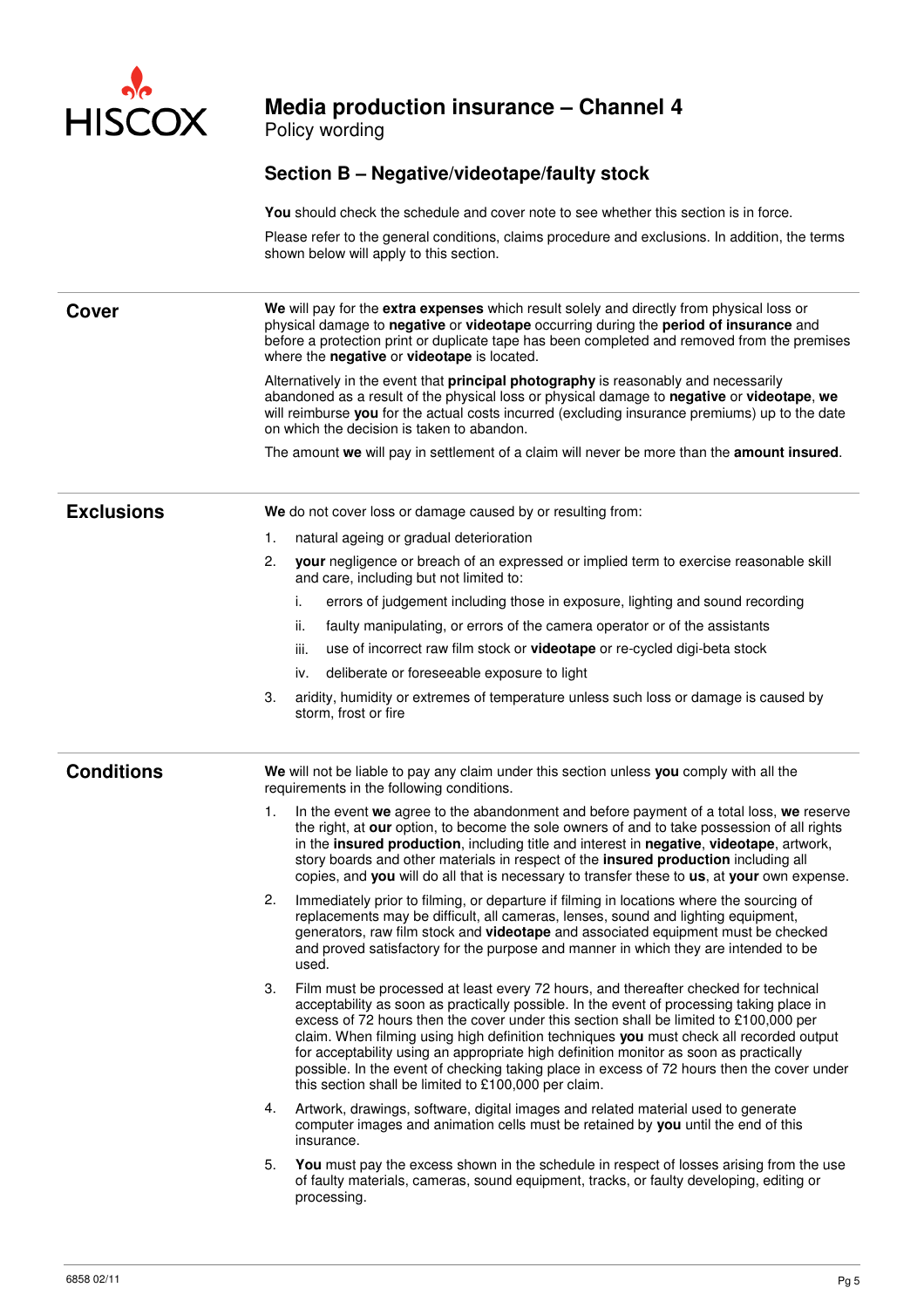# Media production insurance – Channel 4

Policy wording

## Section B – Negative/videotape/faulty stock

**You** should check the schedule and cover note to see whether this section is in force.

Please refer to the general conditions, claims procedure and exclusions. In addition, the terms shown below will apply to this section.

### Cover

**We** will pay for the **extra expenses** which result solely and directly from physical loss or physical damage to **negative** or **videotape** occurring during the **period of insurance** and before a protection print or duplicate tape has been completed and removed from the premises where the **negative** or **videotape** is located.

Alternatively in the event that **principal photography** is reasonably and necessarily abandoned as a result of the physical loss or physical damage to **negative** or **videotape**, **we** will reimburse **you** for the actual costs incurred (excluding insurance premiums) up to the date on which the decision is taken to abandon.

The amount **we** will pay in settlement of a claim will never be more than the **amount insured**.

### Exclusions

**We** do not cover loss or damage caused by or resulting from:

1. natural ageing or gradual deterioration
2. **your** negligence or breach of an expressed or implied term to exercise reasonable skill and care, including but not limited to:
   i. errors of judgement including those in exposure, lighting and sound recording
   ii. faulty manipulating, or errors of the camera operator or of the assistants
   iii. use of incorrect raw film stock or **videotape** or re-cycled digi-beta stock
   iv. deliberate or foreseeable exposure to light
3. aridity, humidity or extremes of temperature unless such loss or damage is caused by storm, frost or fire

### Conditions

**We** will not be liable to pay any claim under this section unless **you** comply with all the requirements in the following conditions.

1. In the event **we** agree to the abandonment and before payment of a total loss, **we** reserve the right, at **our** option, to become the sole owners of and to take possession of all rights in the **insured production**, including title and interest in **negative**, **videotape**, artwork, story boards and other materials in respect of the **insured production** including all copies, and **you** will do all that is necessary to transfer these to **us**, at **your** own expense.
2. Immediately prior to filming, or departure if filming in locations where the sourcing of replacements may be difficult, all cameras, lenses, sound and lighting equipment, generators, raw film stock and **videotape** and associated equipment must be checked and proved satisfactory for the purpose and manner in which they are intended to be used.
3. Film must be processed at least every 72 hours, and thereafter checked for technical acceptability as soon as practically possible. In the event of processing taking place in excess of 72 hours then the cover under this section shall be limited to £100,000 per claim. When filming using high definition techniques **you** must check all recorded output for acceptability using an appropriate high definition monitor as soon as practically possible. In the event of checking taking place in excess of 72 hours then the cover under this section shall be limited to £100,000 per claim.
4. Artwork, drawings, software, digital images and related material used to generate computer images and animation cells must be retained by **you** until the end of this insurance.
5. **You** must pay the excess shown in the schedule in respect of losses arising from the use of faulty materials, cameras, sound equipment, tracks, or faulty developing, editing or processing.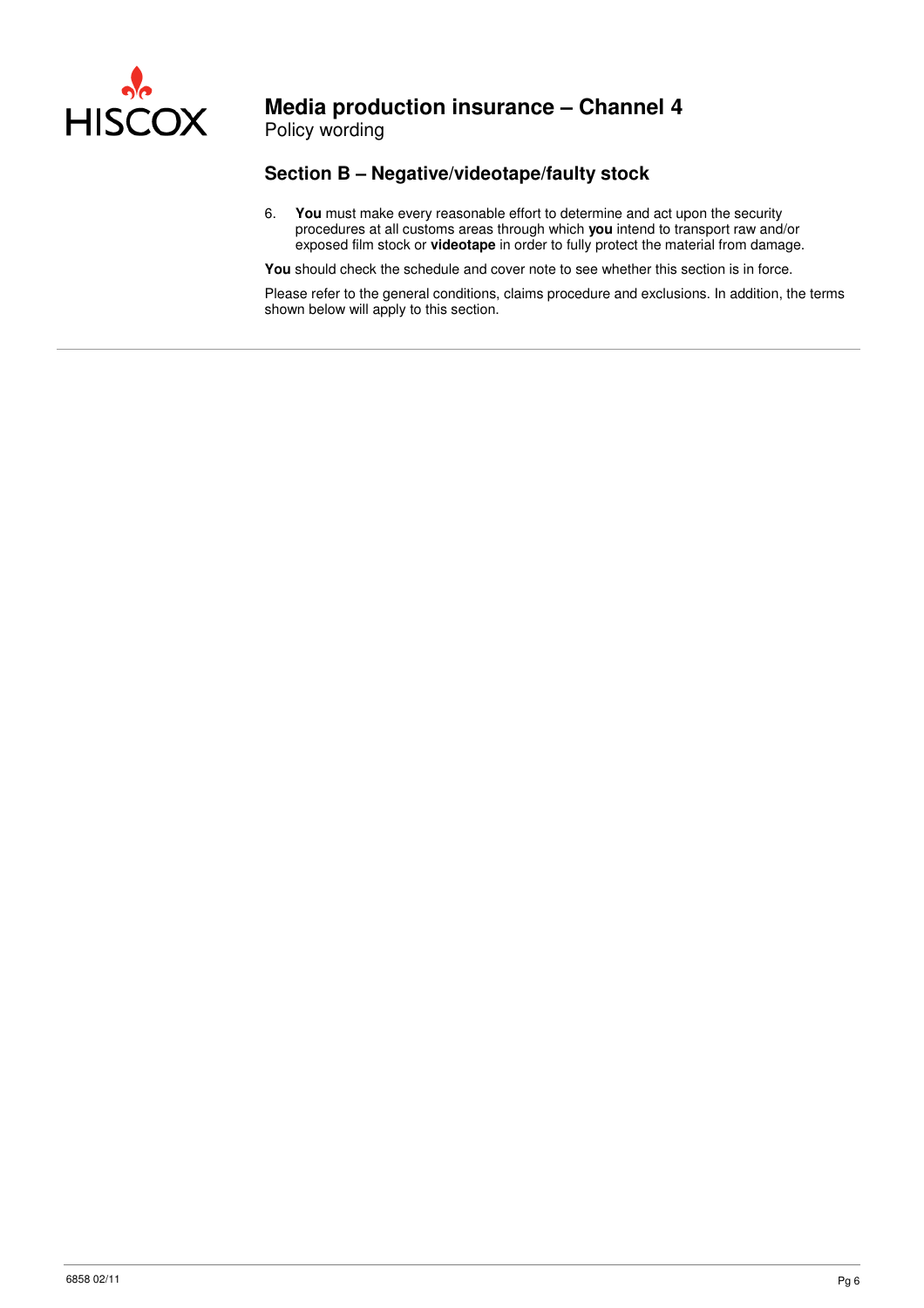## Section B – Negative/videotape/faulty stock

6. **You** must make every reasonable effort to determine and act upon the security procedures at all customs areas through which **you** intend to transport raw and/or exposed film stock or **videotape** in order to fully protect the material from damage.

**You** should check the schedule and cover note to see whether this section is in force.

Please refer to the general conditions, claims procedure and exclusions. In addition, the terms shown below will apply to this section.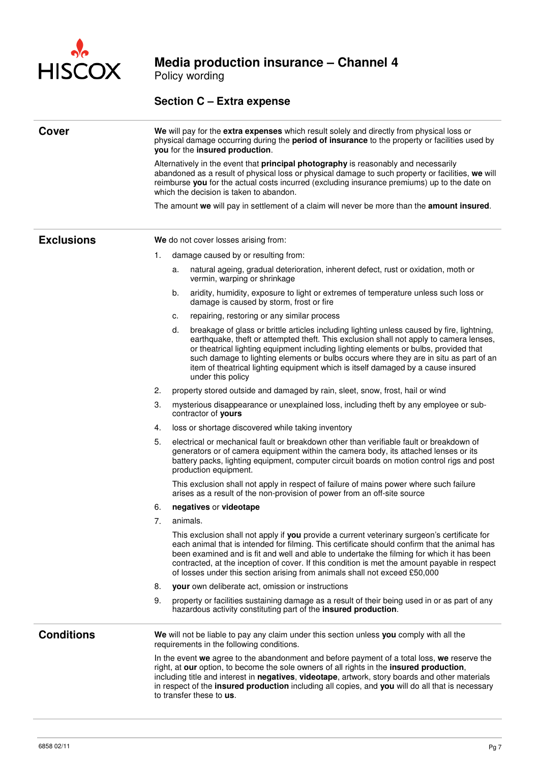## Section C – Extra expense

### Cover

**We** will pay for the **extra expenses** which result solely and directly from physical loss or physical damage occurring during the **period of insurance** to the property or facilities used by **you** for the **insured production**.

Alternatively in the event that **principal photography** is reasonably and necessarily abandoned as a result of physical loss or physical damage to such property or facilities, **we** will reimburse **you** for the actual costs incurred (excluding insurance premiums) up to the date on which the decision is taken to abandon.

The amount **we** will pay in settlement of a claim will never be more than the **amount insured**.

### Exclusions

**We** do not cover losses arising from:

1. damage caused by or resulting from:
   a. natural ageing, gradual deterioration, inherent defect, rust or oxidation, moth or vermin, warping or shrinkage
   b. aridity, humidity, exposure to light or extremes of temperature unless such loss or damage is caused by storm, frost or fire
   c. repairing, restoring or any similar process
   d. breakage of glass or brittle articles including lighting unless caused by fire, lightning, earthquake, theft or attempted theft. This exclusion shall not apply to camera lenses, or theatrical lighting equipment including lighting elements or bulbs, provided that such damage to lighting elements or bulbs occurs where they are in situ as part of an item of theatrical lighting equipment which is itself damaged by a cause insured under this policy
2. property stored outside and damaged by rain, sleet, snow, frost, hail or wind
3. mysterious disappearance or unexplained loss, including theft by any employee or sub-contractor of **yours**
4. loss or shortage discovered while taking inventory
5. electrical or mechanical fault or breakdown other than verifiable fault or breakdown of generators or of camera equipment within the camera body, its attached lenses or its battery packs, lighting equipment, computer circuit boards on motion control rigs and post production equipment.

   This exclusion shall not apply in respect of failure of mains power where such failure arises as a result of the non-provision of power from an off-site source
6. **negatives** or **videotape**
7. animals.

   This exclusion shall not apply if **you** provide a current veterinary surgeon's certificate for each animal that is intended for filming. This certificate should confirm that the animal has been examined and is fit and well and able to undertake the filming for which it has been contracted, at the inception of cover. If this condition is met the amount payable in respect of losses under this section arising from animals shall not exceed £50,000
8. **your** own deliberate act, omission or instructions
9. property or facilities sustaining damage as a result of their being used in or as part of any hazardous activity constituting part of the **insured production**.

### Conditions

**We** will not be liable to pay any claim under this section unless **you** comply with all the requirements in the following conditions.

In the event **we** agree to the abandonment and before payment of a total loss, **we** reserve the right, at **our** option, to become the sole owners of all rights in the **insured production**, including title and interest in **negatives**, **videotape**, artwork, story boards and other materials in respect of the **insured production** including all copies, and **you** will do all that is necessary to transfer these to **us**.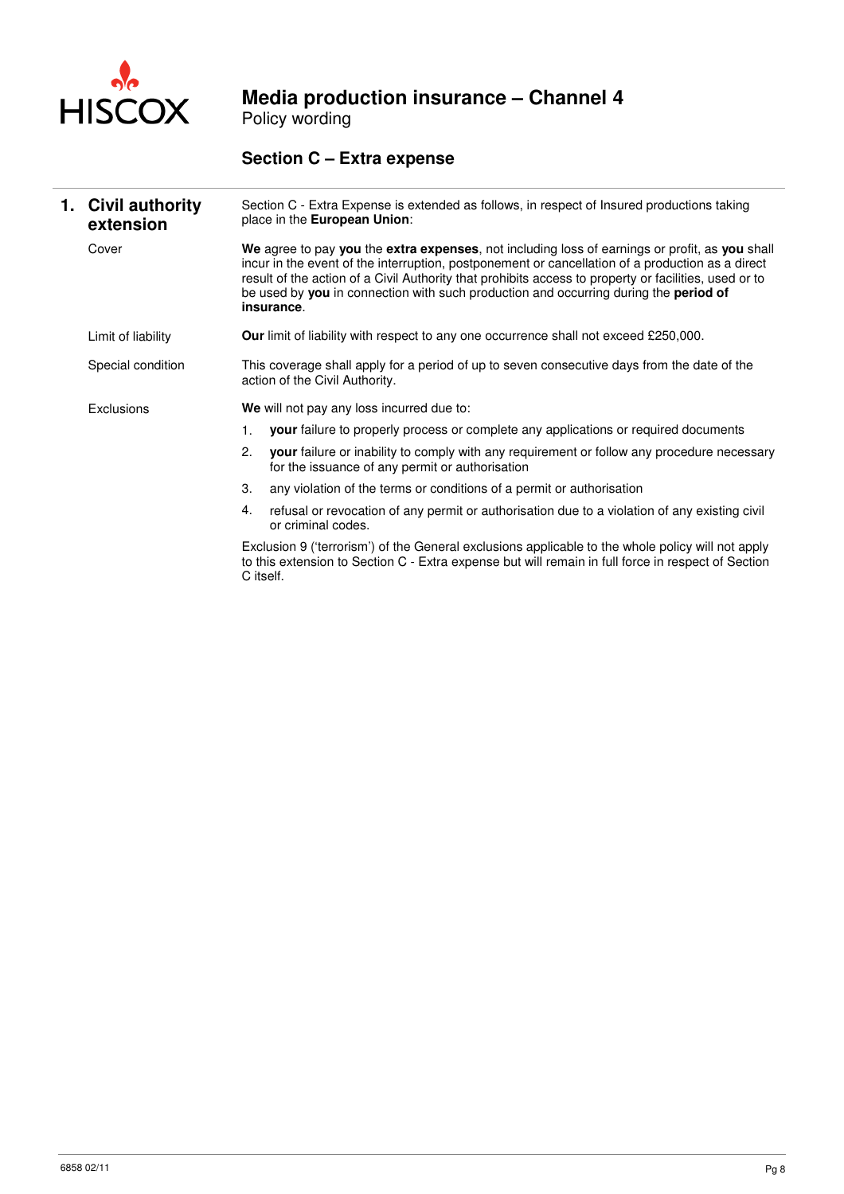# Media production insurance – Channel 4
Policy wording

## Section C – Extra expense

### 1. Civil authority extension

Section C - Extra Expense is extended as follows, in respect of Insured productions taking place in the **European Union**:

**Cover**

**We** agree to pay **you** the **extra expenses**, not including loss of earnings or profit, as **you** shall incur in the event of the interruption, postponement or cancellation of a production as a direct result of the action of a Civil Authority that prohibits access to property or facilities, used or to be used by **you** in connection with such production and occurring during the **period of insurance**.

**Limit of liability**

**Our** limit of liability with respect to any one occurrence shall not exceed £250,000.

**Special condition**

This coverage shall apply for a period of up to seven consecutive days from the date of the action of the Civil Authority.

**Exclusions**

**We** will not pay any loss incurred due to:

1. **your** failure to properly process or complete any applications or required documents
2. **your** failure or inability to comply with any requirement or follow any procedure necessary for the issuance of any permit or authorisation
3. any violation of the terms or conditions of a permit or authorisation
4. refusal or revocation of any permit or authorisation due to a violation of any existing civil or criminal codes.

Exclusion 9 ('terrorism') of the General exclusions applicable to the whole policy will not apply to this extension to Section C - Extra expense but will remain in full force in respect of Section C itself.

6858 02/11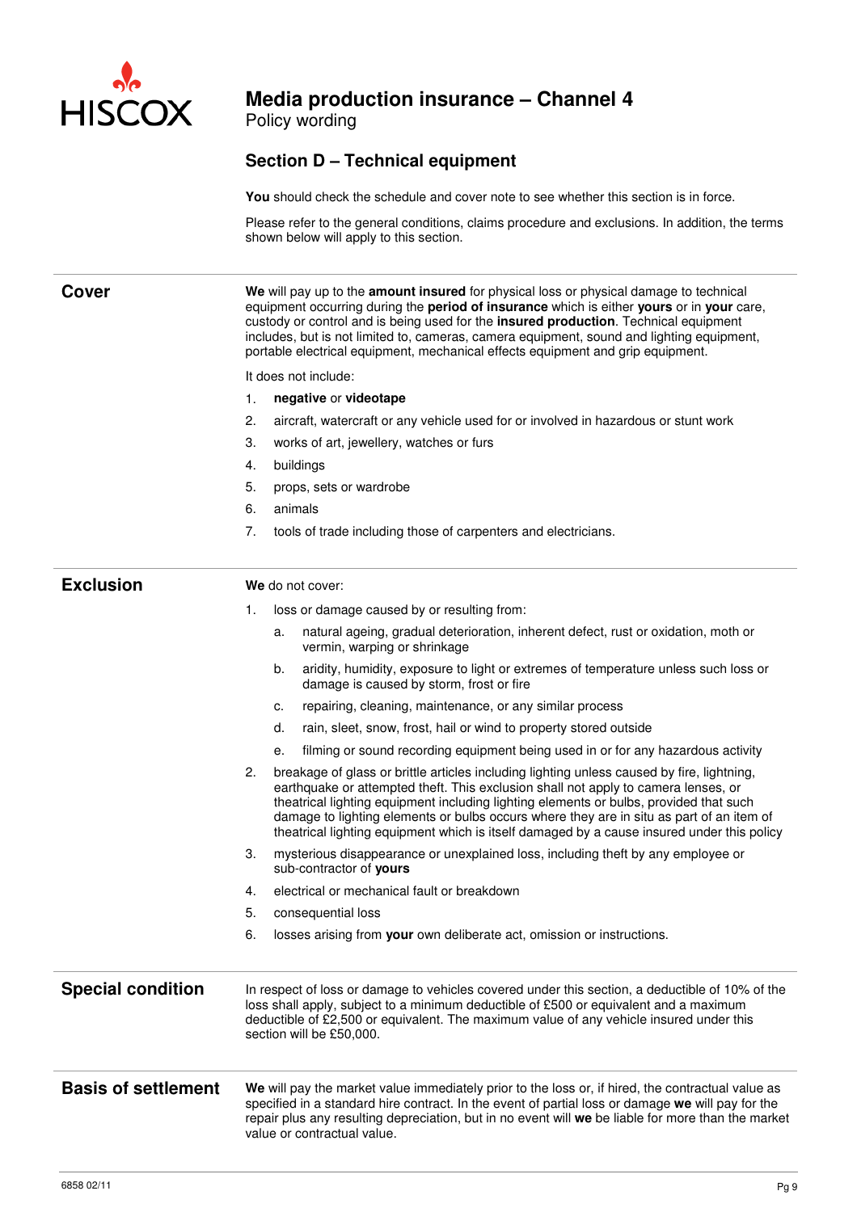# Media production insurance – Channel 4

Policy wording

## Section D – Technical equipment

**You** should check the schedule and cover note to see whether this section is in force.

Please refer to the general conditions, claims procedure and exclusions. In addition, the terms shown below will apply to this section.

### Cover

**We** will pay up to the **amount insured** for physical loss or physical damage to technical equipment occurring during the **period of insurance** which is either **yours** or in **your** care, custody or control and is being used for the **insured production**. Technical equipment includes, but is not limited to, cameras, camera equipment, sound and lighting equipment, portable electrical equipment, mechanical effects equipment and grip equipment.

It does not include:

1. **negative** or **videotape**
2. aircraft, watercraft or any vehicle used for or involved in hazardous or stunt work
3. works of art, jewellery, watches or furs
4. buildings
5. props, sets or wardrobe
6. animals
7. tools of trade including those of carpenters and electricians.

### Exclusion

**We** do not cover:

1. loss or damage caused by or resulting from:
   a. natural ageing, gradual deterioration, inherent defect, rust or oxidation, moth or vermin, warping or shrinkage
   b. aridity, humidity, exposure to light or extremes of temperature unless such loss or damage is caused by storm, frost or fire
   c. repairing, cleaning, maintenance, or any similar process
   d. rain, sleet, snow, frost, hail or wind to property stored outside
   e. filming or sound recording equipment being used in or for any hazardous activity
2. breakage of glass or brittle articles including lighting unless caused by fire, lightning, earthquake or attempted theft. This exclusion shall not apply to camera lenses, or theatrical lighting equipment including lighting elements or bulbs, provided that such damage to lighting elements or bulbs occurs where they are in situ as part of an item of theatrical lighting equipment which is itself damaged by a cause insured under this policy
3. mysterious disappearance or unexplained loss, including theft by any employee or sub-contractor of **yours**
4. electrical or mechanical fault or breakdown
5. consequential loss
6. losses arising from **your** own deliberate act, omission or instructions.

### Special condition

In respect of loss or damage to vehicles covered under this section, a deductible of 10% of the loss shall apply, subject to a minimum deductible of £500 or equivalent and a maximum deductible of £2,500 or equivalent. The maximum value of any vehicle insured under this section will be £50,000.

### Basis of settlement

**We** will pay the market value immediately prior to the loss or, if hired, the contractual value as specified in a standard hire contract. In the event of partial loss or damage **we** will pay for the repair plus any resulting depreciation, but in no event will **we** be liable for more than the market value or contractual value.

6858 02/11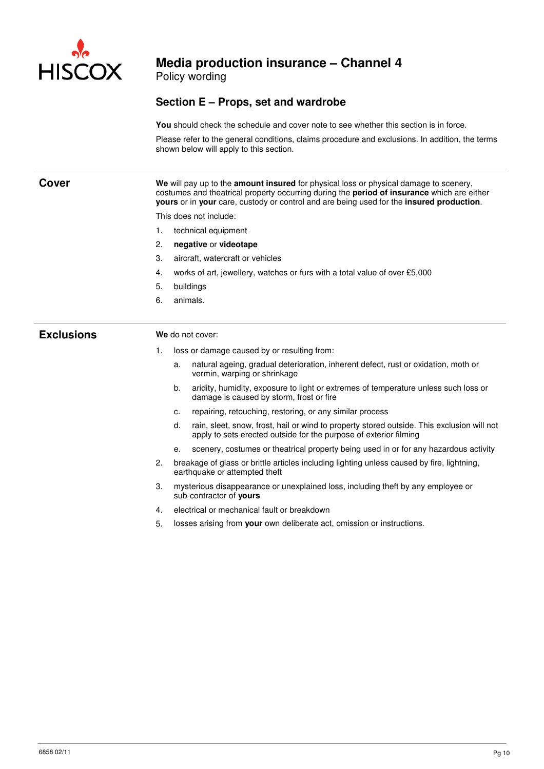# Media production insurance – Channel 4

Policy wording

## Section E – Props, set and wardrobe

**You** should check the schedule and cover note to see whether this section is in force.

Please refer to the general conditions, claims procedure and exclusions. In addition, the terms shown below will apply to this section.

### Cover

**We** will pay up to the **amount insured** for physical loss or physical damage to scenery, costumes and theatrical property occurring during the **period of insurance** which are either **yours** or in **your** care, custody or control and are being used for the **insured production**.

This does not include:

1. technical equipment
2. **negative** or **videotape**
3. aircraft, watercraft or vehicles
4. works of art, jewellery, watches or furs with a total value of over £5,000
5. buildings
6. animals.

### Exclusions

**We** do not cover:

1. loss or damage caused by or resulting from:
   a. natural ageing, gradual deterioration, inherent defect, rust or oxidation, moth or vermin, warping or shrinkage
   b. aridity, humidity, exposure to light or extremes of temperature unless such loss or damage is caused by storm, frost or fire
   c. repairing, retouching, restoring, or any similar process
   d. rain, sleet, snow, frost, hail or wind to property stored outside. This exclusion will not apply to sets erected outside for the purpose of exterior filming
   e. scenery, costumes or theatrical property being used in or for any hazardous activity
2. breakage of glass or brittle articles including lighting unless caused by fire, lightning, earthquake or attempted theft
3. mysterious disappearance or unexplained loss, including theft by any employee or sub-contractor of **yours**
4. electrical or mechanical fault or breakdown
5. losses arising from **your** own deliberate act, omission or instructions.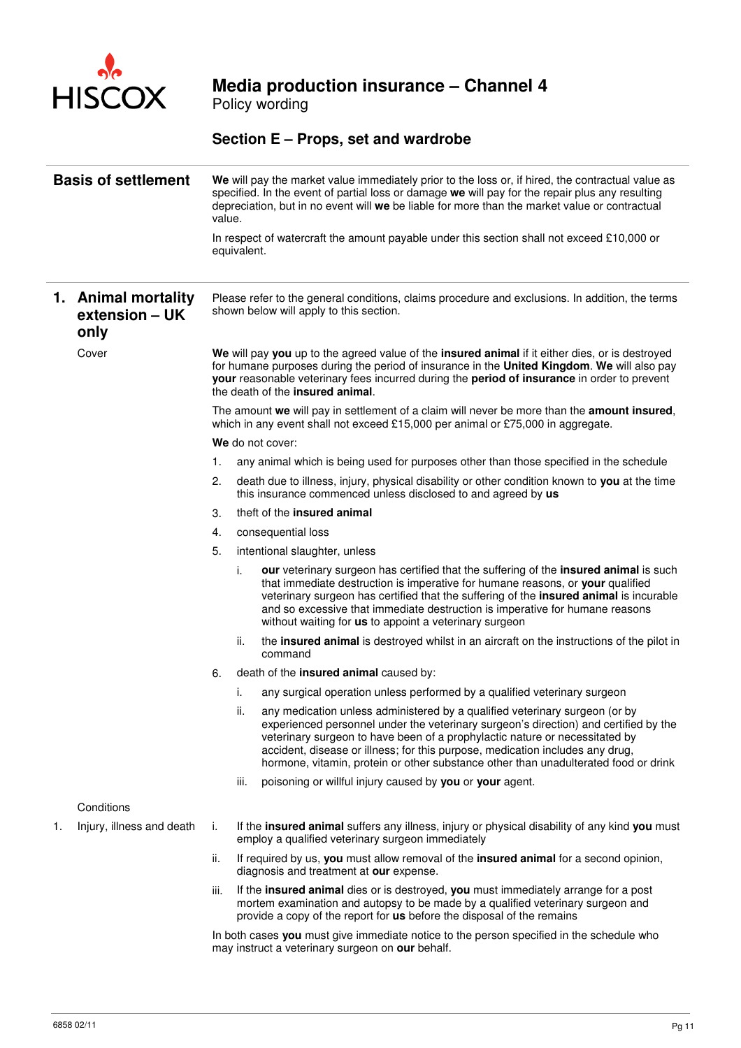## Section E – Props, set and wardrobe

### Basis of settlement

**We** will pay the market value immediately prior to the loss or, if hired, the contractual value as specified. In the event of partial loss or damage **we** will pay for the repair plus any resulting depreciation, but in no event will **we** be liable for more than the market value or contractual value.

In respect of watercraft the amount payable under this section shall not exceed £10,000 or equivalent.

### 1. Animal mortality extension – UK only

Please refer to the general conditions, claims procedure and exclusions. In addition, the terms shown below will apply to this section.

**Cover**

**We** will pay **you** up to the agreed value of the **insured animal** if it either dies, or is destroyed for humane purposes during the period of insurance in the **United Kingdom**. **We** will also pay **your** reasonable veterinary fees incurred during the **period of insurance** in order to prevent the death of the **insured animal**.

The amount **we** will pay in settlement of a claim will never be more than the **amount insured**, which in any event shall not exceed £15,000 per animal or £75,000 in aggregate.

**We** do not cover:

1. any animal which is being used for purposes other than those specified in the schedule
2. death due to illness, injury, physical disability or other condition known to **you** at the time this insurance commenced unless disclosed to and agreed by **us**
3. theft of the **insured animal**
4. consequential loss
5. intentional slaughter, unless
   i. **our** veterinary surgeon has certified that the suffering of the **insured animal** is such that immediate destruction is imperative for humane reasons, or **your** qualified veterinary surgeon has certified that the suffering of the **insured animal** is incurable and so excessive that immediate destruction is imperative for humane reasons without waiting for **us** to appoint a veterinary surgeon
   ii. the **insured animal** is destroyed whilst in an aircraft on the instructions of the pilot in command
6. death of the **insured animal** caused by:
   i. any surgical operation unless performed by a qualified veterinary surgeon
   ii. any medication unless administered by a qualified veterinary surgeon (or by experienced personnel under the veterinary surgeon's direction) and certified by the veterinary surgeon to have been of a prophylactic nature or necessitated by accident, disease or illness; for this purpose, medication includes any drug, hormone, vitamin, protein or other substance other than unadulterated food or drink
   iii. poisoning or willful injury caused by **you** or **your** agent.

**Conditions**

1. Injury, illness and death
   i. If the **insured animal** suffers any illness, injury or physical disability of any kind **you** must employ a qualified veterinary surgeon immediately
   ii. If required by us, **you** must allow removal of the **insured animal** for a second opinion, diagnosis and treatment at **our** expense.
   iii. If the **insured animal** dies or is destroyed, **you** must immediately arrange for a post mortem examination and autopsy to be made by a qualified veterinary surgeon and provide a copy of the report for **us** before the disposal of the remains

   In both cases **you** must give immediate notice to the person specified in the schedule who may instruct a veterinary surgeon on **our** behalf.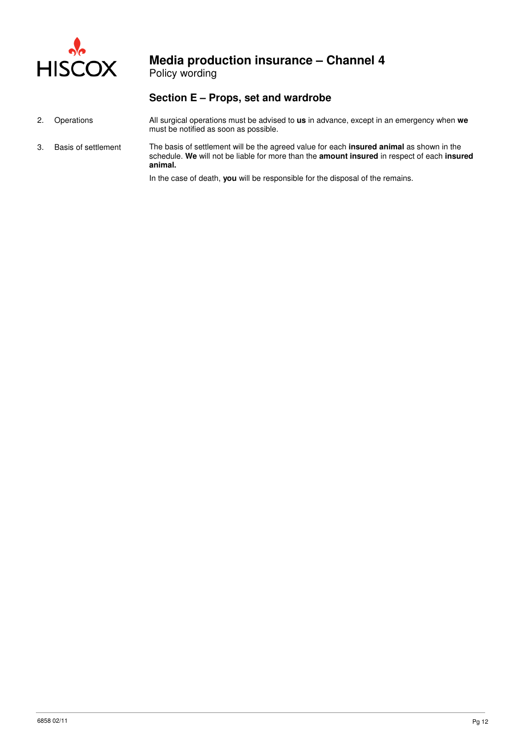## Section E – Props, set and wardrobe

2. Operations

All surgical operations must be advised to **us** in advance, except in an emergency when **we** must be notified as soon as possible.

3. Basis of settlement

The basis of settlement will be the agreed value for each **insured animal** as shown in the schedule. **We** will not be liable for more than the **amount insured** in respect of each **insured animal.**

In the case of death, **you** will be responsible for the disposal of the remains.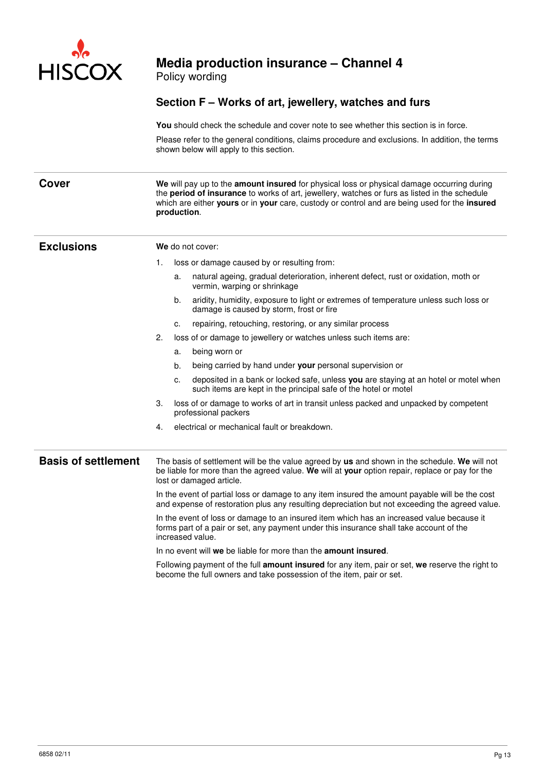# Media production insurance – Channel 4

Policy wording

## Section F – Works of art, jewellery, watches and furs

**You** should check the schedule and cover note to see whether this section is in force.

Please refer to the general conditions, claims procedure and exclusions. In addition, the terms shown below will apply to this section.

### Cover

**We** will pay up to the **amount insured** for physical loss or physical damage occurring during the **period of insurance** to works of art, jewellery, watches or furs as listed in the schedule which are either **yours** or in **your** care, custody or control and are being used for the **insured production**.

### Exclusions

**We** do not cover:

1. loss or damage caused by or resulting from:
   a. natural ageing, gradual deterioration, inherent defect, rust or oxidation, moth or vermin, warping or shrinkage
   b. aridity, humidity, exposure to light or extremes of temperature unless such loss or damage is caused by storm, frost or fire
   c. repairing, retouching, restoring, or any similar process
2. loss of or damage to jewellery or watches unless such items are:
   a. being worn or
   b. being carried by hand under **your** personal supervision or
   c. deposited in a bank or locked safe, unless **you** are staying at an hotel or motel when such items are kept in the principal safe of the hotel or motel
3. loss of or damage to works of art in transit unless packed and unpacked by competent professional packers
4. electrical or mechanical fault or breakdown.

### Basis of settlement

The basis of settlement will be the value agreed by **us** and shown in the schedule. **We** will not be liable for more than the agreed value. **We** will at **your** option repair, replace or pay for the lost or damaged article.

In the event of partial loss or damage to any item insured the amount payable will be the cost and expense of restoration plus any resulting depreciation but not exceeding the agreed value.

In the event of loss or damage to an insured item which has an increased value because it forms part of a pair or set, any payment under this insurance shall take account of the increased value.

In no event will **we** be liable for more than the **amount insured**.

Following payment of the full **amount insured** for any item, pair or set, **we** reserve the right to become the full owners and take possession of the item, pair or set.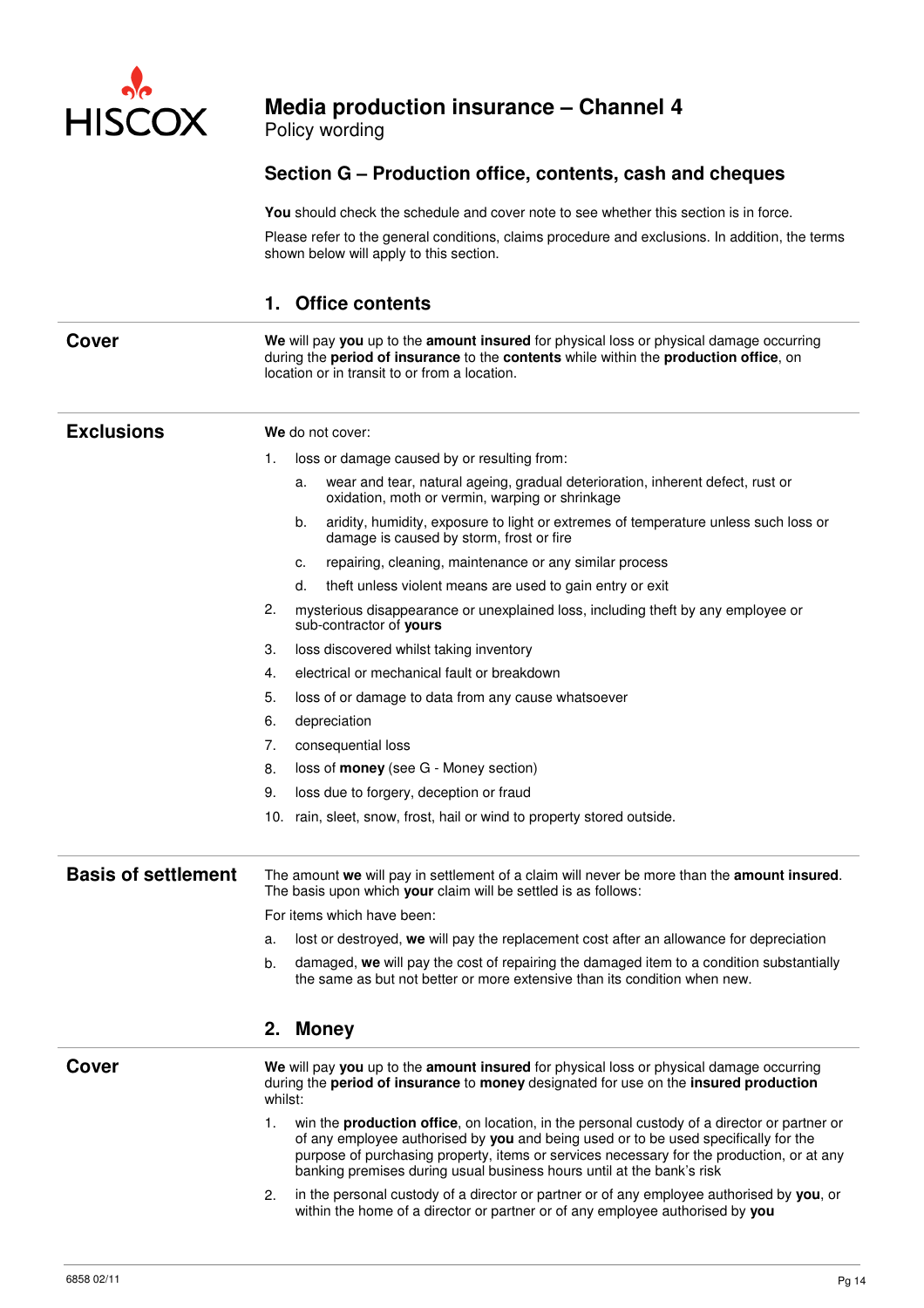## Section G – Production office, contents, cash and cheques

**You** should check the schedule and cover note to see whether this section is in force.

Please refer to the general conditions, claims procedure and exclusions. In addition, the terms shown below will apply to this section.

### 1. Office contents

#### Cover

**We** will pay **you** up to the **amount insured** for physical loss or physical damage occurring during the **period of insurance** to the **contents** while within the **production office**, on location or in transit to or from a location.

#### Exclusions

**We** do not cover:

1. loss or damage caused by or resulting from:
   a. wear and tear, natural ageing, gradual deterioration, inherent defect, rust or oxidation, moth or vermin, warping or shrinkage
   b. aridity, humidity, exposure to light or extremes of temperature unless such loss or damage is caused by storm, frost or fire
   c. repairing, cleaning, maintenance or any similar process
   d. theft unless violent means are used to gain entry or exit
2. mysterious disappearance or unexplained loss, including theft by any employee or sub-contractor of **yours**
3. loss discovered whilst taking inventory
4. electrical or mechanical fault or breakdown
5. loss of or damage to data from any cause whatsoever
6. depreciation
7. consequential loss
8. loss of **money** (see G - Money section)
9. loss due to forgery, deception or fraud
10. rain, sleet, snow, frost, hail or wind to property stored outside.

#### Basis of settlement

The amount **we** will pay in settlement of a claim will never be more than the **amount insured**. The basis upon which **your** claim will be settled is as follows:

For items which have been:

a. lost or destroyed, **we** will pay the replacement cost after an allowance for depreciation
b. damaged, **we** will pay the cost of repairing the damaged item to a condition substantially the same as but not better or more extensive than its condition when new.

### 2. Money

#### Cover

**We** will pay **you** up to the **amount insured** for physical loss or physical damage occurring during the **period of insurance** to **money** designated for use on the **insured production** whilst:

1. win the **production office**, on location, in the personal custody of a director or partner or of any employee authorised by **you** and being used or to be used specifically for the purpose of purchasing property, items or services necessary for the production, or at any banking premises during usual business hours until at the bank's risk
2. in the personal custody of a director or partner or of any employee authorised by **you**, or within the home of a director or partner or of any employee authorised by **you**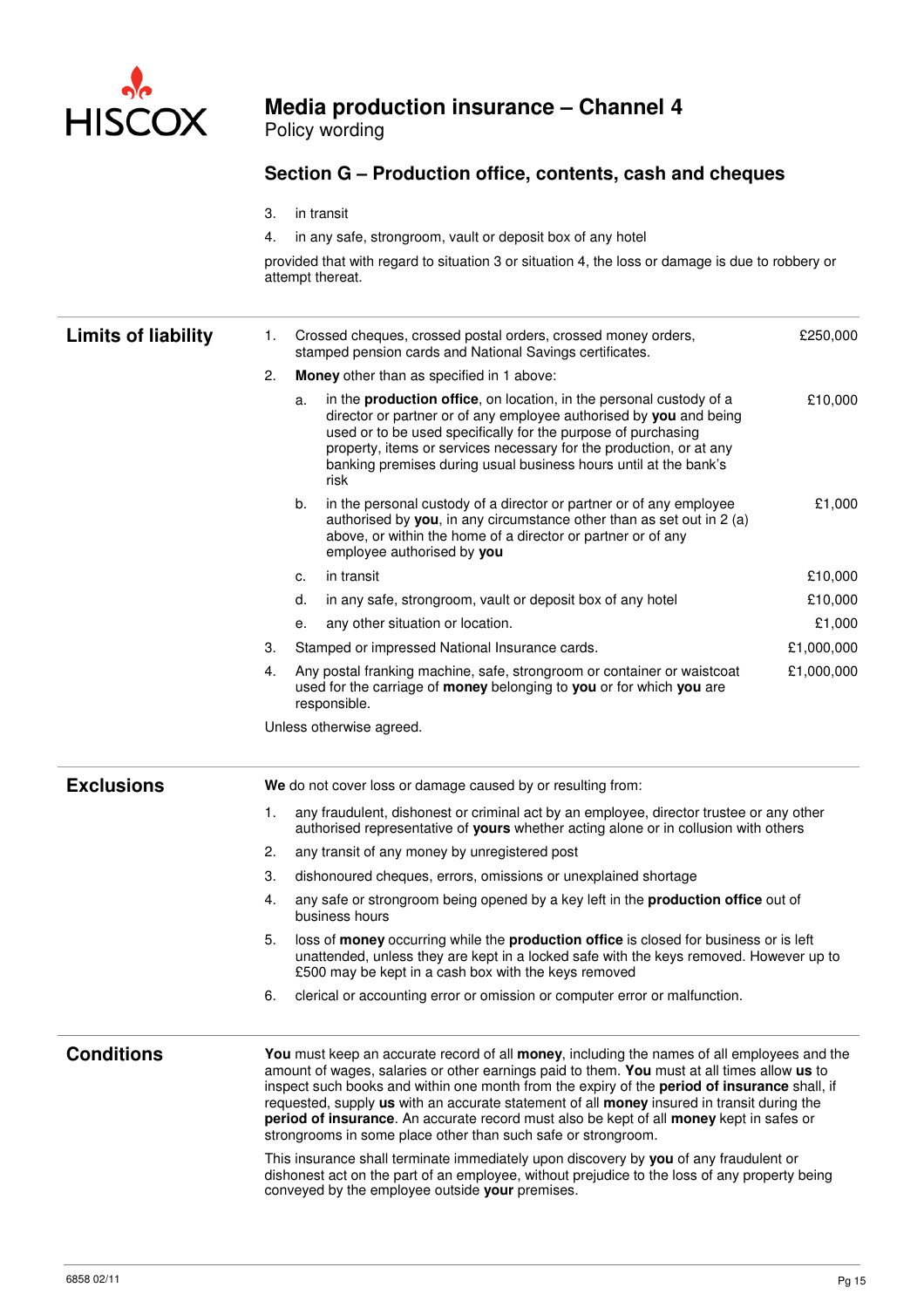## Section G – Production office, contents, cash and cheques

3. in transit
4. in any safe, strongroom, vault or deposit box of any hotel

provided that with regard to situation 3 or situation 4, the loss or damage is due to robbery or attempt thereat.

### Limits of liability

| | | Limit |
|---|---|---|
| 1. | Crossed cheques, crossed postal orders, crossed money orders, stamped pension cards and National Savings certificates. | £250,000 |
| 2. | **Money** other than as specified in 1 above: | |
| | a. in the **production office**, on location, in the personal custody of a director or partner or of any employee authorised by **you** and being used or to be used specifically for the purpose of purchasing property, items or services necessary for the production, or at any banking premises during usual business hours until at the bank's risk | £10,000 |
| | b. in the personal custody of a director or partner or of any employee authorised by **you**, in any circumstance other than as set out in 2 (a) above, or within the home of a director or partner or of any employee authorised by **you** | £1,000 |
| | c. in transit | £10,000 |
| | d. in any safe, strongroom, vault or deposit box of any hotel | £10,000 |
| | e. any other situation or location. | £1,000 |
| 3. | Stamped or impressed National Insurance cards. | £1,000,000 |
| 4. | Any postal franking machine, safe, strongroom or container or waistcoat used for the carriage of **money** belonging to **you** or for which **you** are responsible. | £1,000,000 |

Unless otherwise agreed.

### Exclusions

**We** do not cover loss or damage caused by or resulting from:

1. any fraudulent, dishonest or criminal act by an employee, director trustee or any other authorised representative of **yours** whether acting alone or in collusion with others
2. any transit of any money by unregistered post
3. dishonoured cheques, errors, omissions or unexplained shortage
4. any safe or strongroom being opened by a key left in the **production office** out of business hours
5. loss of **money** occurring while the **production office** is closed for business or is left unattended, unless they are kept in a locked safe with the keys removed. However up to £500 may be kept in a cash box with the keys removed
6. clerical or accounting error or omission or computer error or malfunction.

### Conditions

**You** must keep an accurate record of all **money**, including the names of all employees and the amount of wages, salaries or other earnings paid to them. **You** must at all times allow **us** to inspect such books and within one month from the expiry of the **period of insurance** shall, if requested, supply **us** with an accurate statement of all **money** insured in transit during the **period of insurance**. An accurate record must also be kept of all **money** kept in safes or strongrooms in some place other than such safe or strongroom.

This insurance shall terminate immediately upon discovery by **you** of any fraudulent or dishonest act on the part of an employee, without prejudice to the loss of any property being conveyed by the employee outside **your** premises.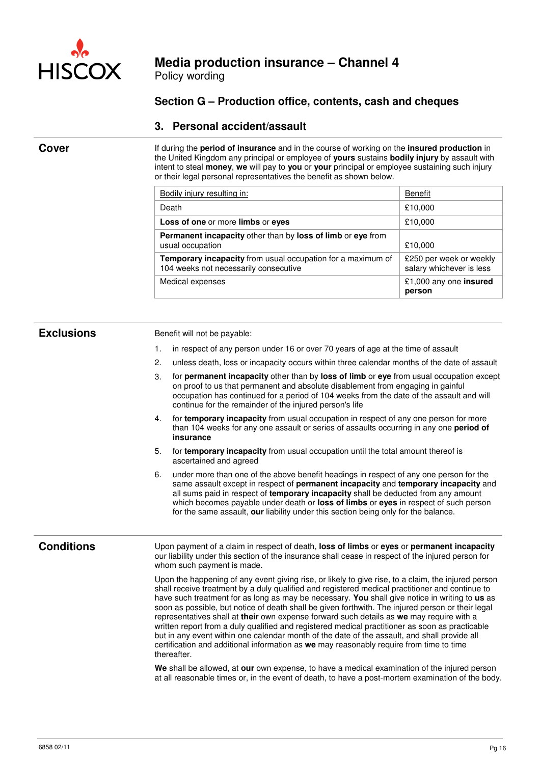# Media production insurance – Channel 4

Policy wording

## Section G – Production office, contents, cash and cheques

### 3. Personal accident/assault

**Cover**

If during the **period of insurance** and in the course of working on the **insured production** in the United Kingdom any principal or employee of **yours** sustains **bodily injury** by assault with intent to steal **money**, **we** will pay to **you** or **your** principal or employee sustaining such injury or their legal personal representatives the benefit as shown below.

| Bodily injury resulting in: | Benefit |
|---|---|
| Death | £10,000 |
| **Loss of one** or more **limbs** or **eyes** | £10,000 |
| **Permanent incapacity** other than by **loss of limb** or **eye** from usual occupation | £10,000 |
| **Temporary incapacity** from usual occupation for a maximum of 104 weeks not necessarily consecutive | £250 per week or weekly salary whichever is less |
| Medical expenses | £1,000 any one **insured person** |

**Exclusions**

Benefit will not be payable:

1. in respect of any person under 16 or over 70 years of age at the time of assault
2. unless death, loss or incapacity occurs within three calendar months of the date of assault
3. for **permanent incapacity** other than by **loss of limb** or **eye** from usual occupation except on proof to us that permanent and absolute disablement from engaging in gainful occupation has continued for a period of 104 weeks from the date of the assault and will continue for the remainder of the injured person's life
4. for **temporary incapacity** from usual occupation in respect of any one person for more than 104 weeks for any one assault or series of assaults occurring in any one **period of insurance**
5. for **temporary incapacity** from usual occupation until the total amount thereof is ascertained and agreed
6. under more than one of the above benefit headings in respect of any one person for the same assault except in respect of **permanent incapacity** and **temporary incapacity** and all sums paid in respect of **temporary incapacity** shall be deducted from any amount which becomes payable under death or **loss of limbs** or **eyes** in respect of such person for the same assault, **our** liability under this section being only for the balance.

**Conditions**

Upon payment of a claim in respect of death, **loss of limbs** or **eyes** or **permanent incapacity** our liability under this section of the insurance shall cease in respect of the injured person for whom such payment is made.

Upon the happening of any event giving rise, or likely to give rise, to a claim, the injured person shall receive treatment by a duly qualified and registered medical practitioner and continue to have such treatment for as long as may be necessary. **You** shall give notice in writing to **us** as soon as possible, but notice of death shall be given forthwith. The injured person or their legal representatives shall at **their** own expense forward such details as **we** may require with a written report from a duly qualified and registered medical practitioner as soon as practicable but in any event within one calendar month of the date of the assault, and shall provide all certification and additional information as **we** may reasonably require from time to time thereafter.

**We** shall be allowed, at **our** own expense, to have a medical examination of the injured person at all reasonable times or, in the event of death, to have a post-mortem examination of the body.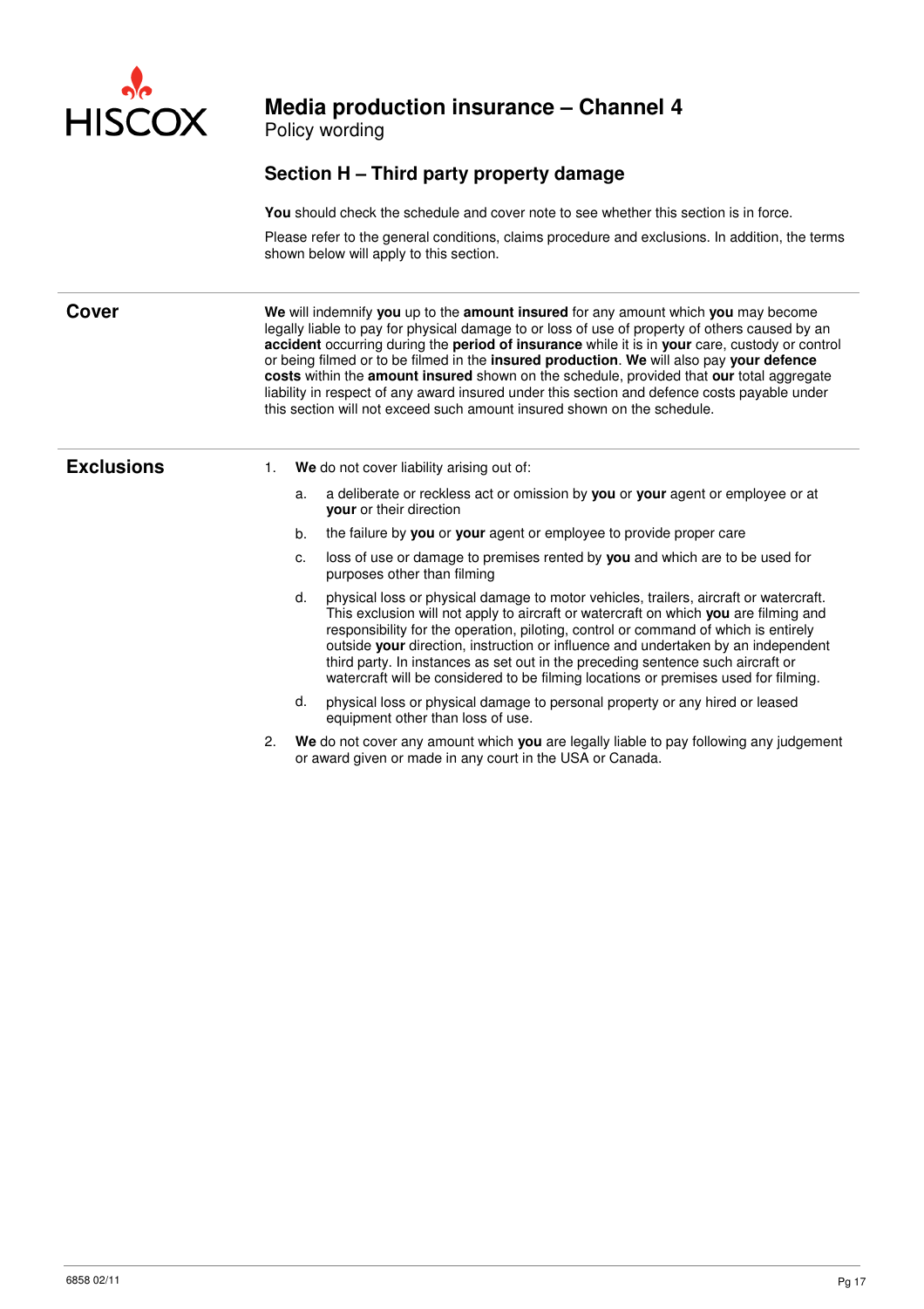# Media production insurance – Channel 4

Policy wording

## Section H – Third party property damage

**You** should check the schedule and cover note to see whether this section is in force.

Please refer to the general conditions, claims procedure and exclusions. In addition, the terms shown below will apply to this section.

### Cover

**We** will indemnify **you** up to the **amount insured** for any amount which **you** may become legally liable to pay for physical damage to or loss of use of property of others caused by an **accident** occurring during the **period of insurance** while it is in **your** care, custody or control or being filmed or to be filmed in the **insured production**. **We** will also pay **your defence costs** within the **amount insured** shown on the schedule, provided that **our** total aggregate liability in respect of any award insured under this section and defence costs payable under this section will not exceed such amount insured shown on the schedule.

### Exclusions

1. **We** do not cover liability arising out of:
   a. a deliberate or reckless act or omission by **you** or **your** agent or employee or at **your** or their direction
   b. the failure by **you** or **your** agent or employee to provide proper care
   c. loss of use or damage to premises rented by **you** and which are to be used for purposes other than filming
   d. physical loss or physical damage to motor vehicles, trailers, aircraft or watercraft. This exclusion will not apply to aircraft or watercraft on which **you** are filming and responsibility for the operation, piloting, control or command of which is entirely outside **your** direction, instruction or influence and undertaken by an independent third party. In instances as set out in the preceding sentence such aircraft or watercraft will be considered to be filming locations or premises used for filming.
   d. physical loss or physical damage to personal property or any hired or leased equipment other than loss of use.
2. **We** do not cover any amount which **you** are legally liable to pay following any judgement or award given or made in any court in the USA or Canada.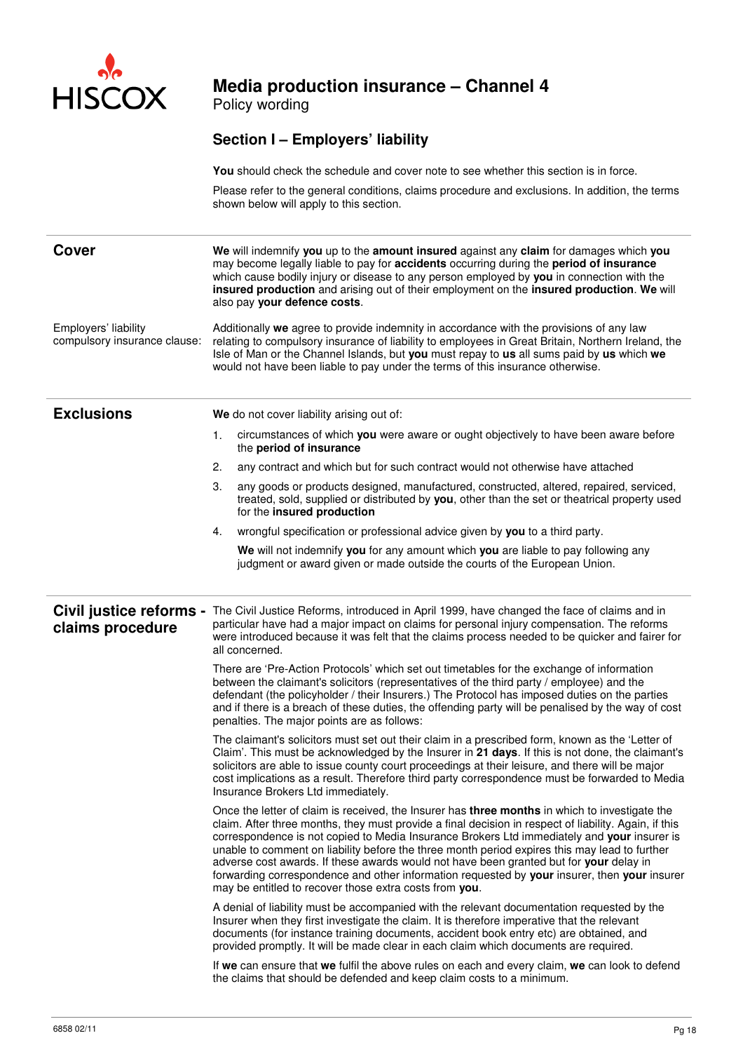# Media production insurance – Channel 4

Policy wording

## Section I – Employers' liability

**You** should check the schedule and cover note to see whether this section is in force.

Please refer to the general conditions, claims procedure and exclusions. In addition, the terms shown below will apply to this section.

### Cover

**We** will indemnify **you** up to the **amount insured** against any **claim** for damages which **you** may become legally liable to pay for **accidents** occurring during the **period of insurance** which cause bodily injury or disease to any person employed by **you** in connection with the **insured production** and arising out of their employment on the **insured production**. **We** will also pay **your defence costs**.

Employers' liability compulsory insurance clause: Additionally **we** agree to provide indemnity in accordance with the provisions of any law relating to compulsory insurance of liability to employees in Great Britain, Northern Ireland, the Isle of Man or the Channel Islands, but **you** must repay to **us** all sums paid by **us** which **we** would not have been liable to pay under the terms of this insurance otherwise.

### Exclusions

**We** do not cover liability arising out of:

1. circumstances of which **you** were aware or ought objectively to have been aware before the **period of insurance**
2. any contract and which but for such contract would not otherwise have attached
3. any goods or products designed, manufactured, constructed, altered, repaired, serviced, treated, sold, supplied or distributed by **you**, other than the set or theatrical property used for the **insured production**
4. wrongful specification or professional advice given by **you** to a third party.

   **We** will not indemnify **you** for any amount which **you** are liable to pay following any judgment or award given or made outside the courts of the European Union.

### Civil justice reforms - claims procedure

The Civil Justice Reforms, introduced in April 1999, have changed the face of claims and in particular have had a major impact on claims for personal injury compensation. The reforms were introduced because it was felt that the claims process needed to be quicker and fairer for all concerned.

There are 'Pre-Action Protocols' which set out timetables for the exchange of information between the claimant's solicitors (representatives of the third party / employee) and the defendant (the policyholder / their Insurers.) The Protocol has imposed duties on the parties and if there is a breach of these duties, the offending party will be penalised by the way of cost penalties. The major points are as follows:

The claimant's solicitors must set out their claim in a prescribed form, known as the 'Letter of Claim'. This must be acknowledged by the Insurer in **21 days**. If this is not done, the claimant's solicitors are able to issue county court proceedings at their leisure, and there will be major cost implications as a result. Therefore third party correspondence must be forwarded to Media Insurance Brokers Ltd immediately.

Once the letter of claim is received, the Insurer has **three months** in which to investigate the claim. After three months, they must provide a final decision in respect of liability. Again, if this correspondence is not copied to Media Insurance Brokers Ltd immediately and **your** insurer is unable to comment on liability before the three month period expires this may lead to further adverse cost awards. If these awards would not have been granted but for **your** delay in forwarding correspondence and other information requested by **your** insurer, then **your** insurer may be entitled to recover those extra costs from **you**.

A denial of liability must be accompanied with the relevant documentation requested by the Insurer when they first investigate the claim. It is therefore imperative that the relevant documents (for instance training documents, accident book entry etc) are obtained, and provided promptly. It will be made clear in each claim which documents are required.

If **we** can ensure that **we** fulfil the above rules on each and every claim, **we** can look to defend the claims that should be defended and keep claim costs to a minimum.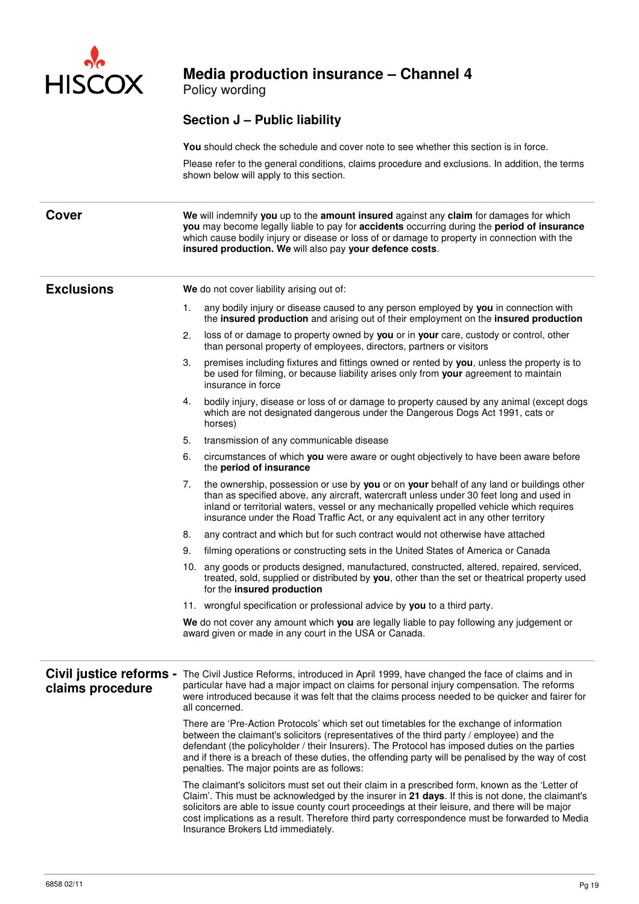# Media production insurance – Channel 4

Policy wording

## Section J – Public liability

**You** should check the schedule and cover note to see whether this section is in force.

Please refer to the general conditions, claims procedure and exclusions. In addition, the terms shown below will apply to this section.

### Cover

**We** will indemnify **you** up to the **amount insured** against any **claim** for damages for which **you** may become legally liable to pay for **accidents** occurring during the **period of insurance** which cause bodily injury or disease or loss of or damage to property in connection with the **insured production. We** will also pay **your defence costs**.

### Exclusions

**We** do not cover liability arising out of:

1. any bodily injury or disease caused to any person employed by **you** in connection with the **insured production** and arising out of their employment on the **insured production**
2. loss of or damage to property owned by **you** or in **your** care, custody or control, other than personal property of employees, directors, partners or visitors
3. premises including fixtures and fittings owned or rented by **you**, unless the property is to be used for filming, or because liability arises only from **your** agreement to maintain insurance in force
4. bodily injury, disease or loss of or damage to property caused by any animal (except dogs which are not designated dangerous under the Dangerous Dogs Act 1991, cats or horses)
5. transmission of any communicable disease
6. circumstances of which **you** were aware or ought objectively to have been aware before the **period of insurance**
7. the ownership, possession or use by **you** or on **your** behalf of any land or buildings other than as specified above, any aircraft, watercraft unless under 30 feet long and used in inland or territorial waters, vessel or any mechanically propelled vehicle which requires insurance under the Road Traffic Act, or any equivalent act in any other territory
8. any contract and which but for such contract would not otherwise have attached
9. filming operations or constructing sets in the United States of America or Canada
10. any goods or products designed, manufactured, constructed, altered, repaired, serviced, treated, sold, supplied or distributed by **you**, other than the set or theatrical property used for the **insured production**
11. wrongful specification or professional advice by **you** to a third party.

**We** do not cover any amount which **you** are legally liable to pay following any judgement or award given or made in any court in the USA or Canada.

### Civil justice reforms - claims procedure

The Civil Justice Reforms, introduced in April 1999, have changed the face of claims and in particular have had a major impact on claims for personal injury compensation. The reforms were introduced because it was felt that the claims process needed to be quicker and fairer for all concerned.

There are 'Pre-Action Protocols' which set out timetables for the exchange of information between the claimant's solicitors (representatives of the third party / employee) and the defendant (the policyholder / their Insurers). The Protocol has imposed duties on the parties and if there is a breach of these duties, the offending party will be penalised by the way of cost penalties. The major points are as follows:

The claimant's solicitors must set out their claim in a prescribed form, known as the 'Letter of Claim'. This must be acknowledged by the insurer in **21 days**. If this is not done, the claimant's solicitors are able to issue county court proceedings at their leisure, and there will be major cost implications as a result. Therefore third party correspondence must be forwarded to Media Insurance Brokers Ltd immediately.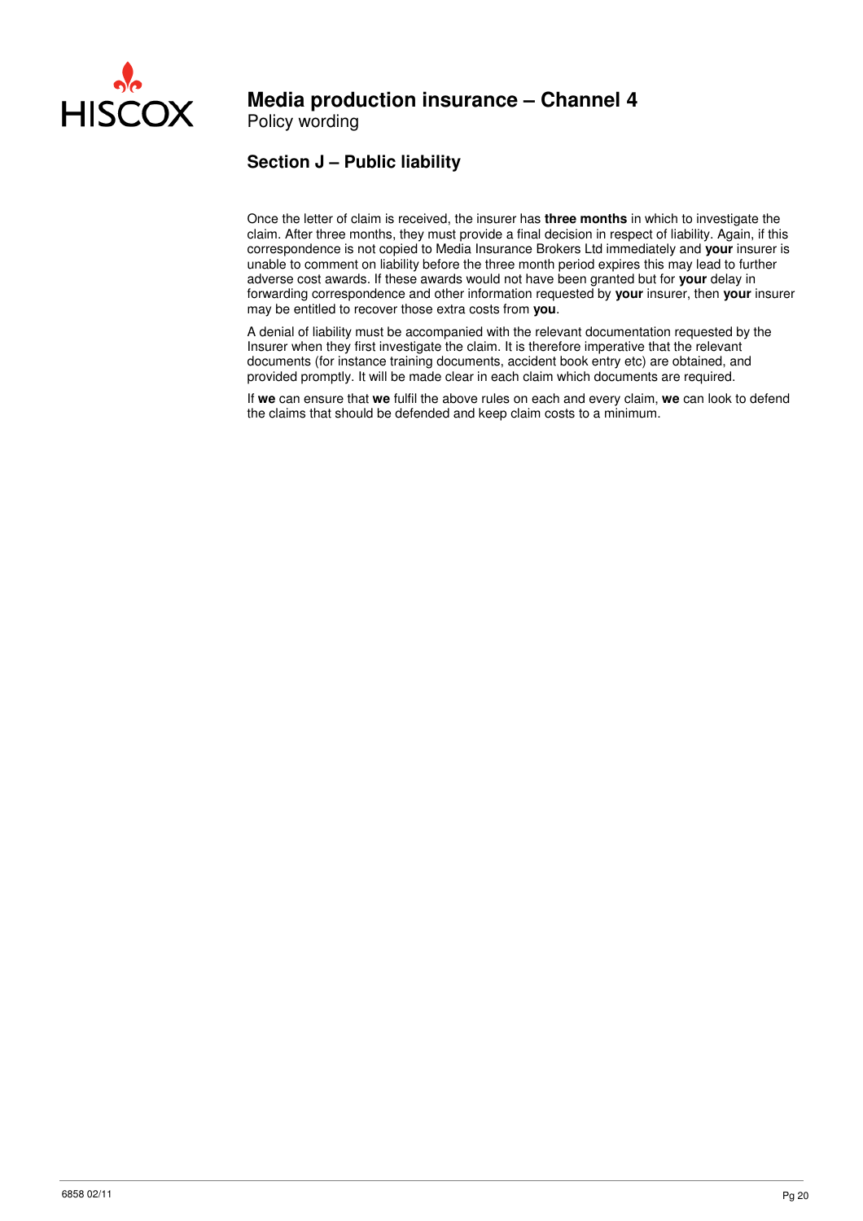## Section J – Public liability

Once the letter of claim is received, the insurer has **three months** in which to investigate the claim. After three months, they must provide a final decision in respect of liability. Again, if this correspondence is not copied to Media Insurance Brokers Ltd immediately and **your** insurer is unable to comment on liability before the three month period expires this may lead to further adverse cost awards. If these awards would not have been granted but for **your** delay in forwarding correspondence and other information requested by **your** insurer, then **your** insurer may be entitled to recover those extra costs from **you**.

A denial of liability must be accompanied with the relevant documentation requested by the Insurer when they first investigate the claim. It is therefore imperative that the relevant documents (for instance training documents, accident book entry etc) are obtained, and provided promptly. It will be made clear in each claim which documents are required.

If **we** can ensure that **we** fulfil the above rules on each and every claim, **we** can look to defend the claims that should be defended and keep claim costs to a minimum.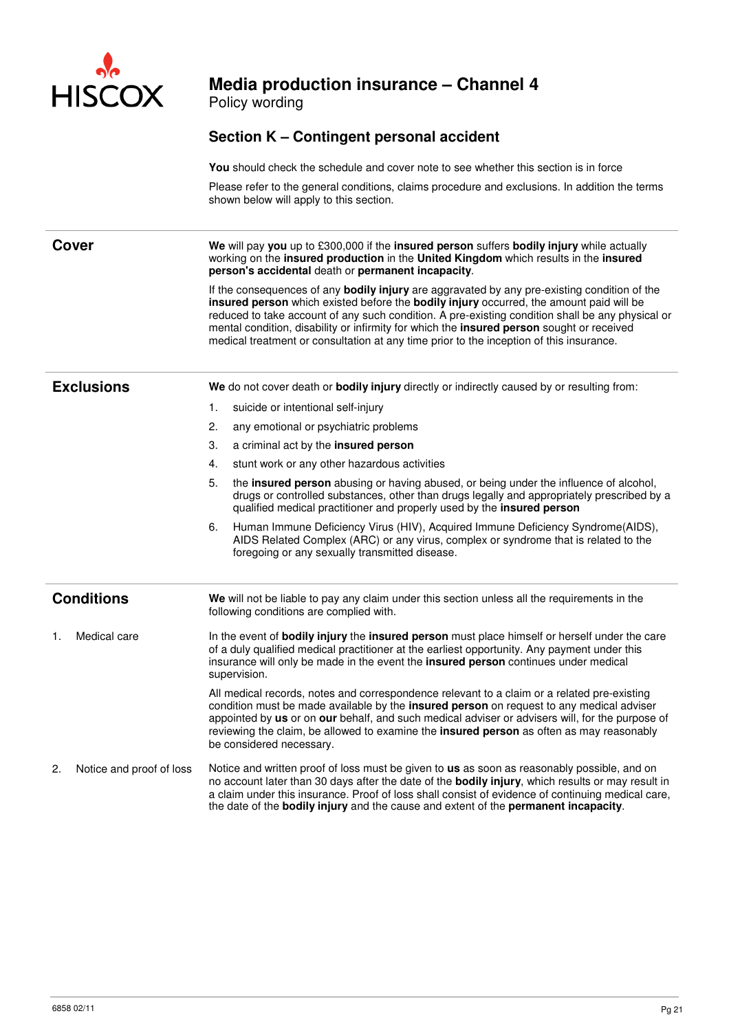# Media production insurance – Channel 4

Policy wording

## Section K – Contingent personal accident

**You** should check the schedule and cover note to see whether this section is in force

Please refer to the general conditions, claims procedure and exclusions. In addition the terms shown below will apply to this section.

### Cover

**We** will pay **you** up to £300,000 if the **insured person** suffers **bodily injury** while actually working on the **insured production** in the **United Kingdom** which results in the **insured person's accidental** death or **permanent incapacity**.

If the consequences of any **bodily injury** are aggravated by any pre-existing condition of the **insured person** which existed before the **bodily injury** occurred, the amount paid will be reduced to take account of any such condition. A pre-existing condition shall be any physical or mental condition, disability or infirmity for which the **insured person** sought or received medical treatment or consultation at any time prior to the inception of this insurance.

### Exclusions

**We** do not cover death or **bodily injury** directly or indirectly caused by or resulting from:

1. suicide or intentional self-injury
2. any emotional or psychiatric problems
3. a criminal act by the **insured person**
4. stunt work or any other hazardous activities
5. the **insured person** abusing or having abused, or being under the influence of alcohol, drugs or controlled substances, other than drugs legally and appropriately prescribed by a qualified medical practitioner and properly used by the **insured person**
6. Human Immune Deficiency Virus (HIV), Acquired Immune Deficiency Syndrome(AIDS), AIDS Related Complex (ARC) or any virus, complex or syndrome that is related to the foregoing or any sexually transmitted disease.

### Conditions

**We** will not be liable to pay any claim under this section unless all the requirements in the following conditions are complied with.

**1. Medical care**

In the event of **bodily injury** the **insured person** must place himself or herself under the care of a duly qualified medical practitioner at the earliest opportunity. Any payment under this insurance will only be made in the event the **insured person** continues under medical supervision.

All medical records, notes and correspondence relevant to a claim or a related pre-existing condition must be made available by the **insured person** on request to any medical adviser appointed by **us** or on **our** behalf, and such medical adviser or advisers will, for the purpose of reviewing the claim, be allowed to examine the **insured person** as often as may reasonably be considered necessary.

**2. Notice and proof of loss**

Notice and written proof of loss must be given to **us** as soon as reasonably possible, and on no account later than 30 days after the date of the **bodily injury**, which results or may result in a claim under this insurance. Proof of loss shall consist of evidence of continuing medical care, the date of the **bodily injury** and the cause and extent of the **permanent incapacity**.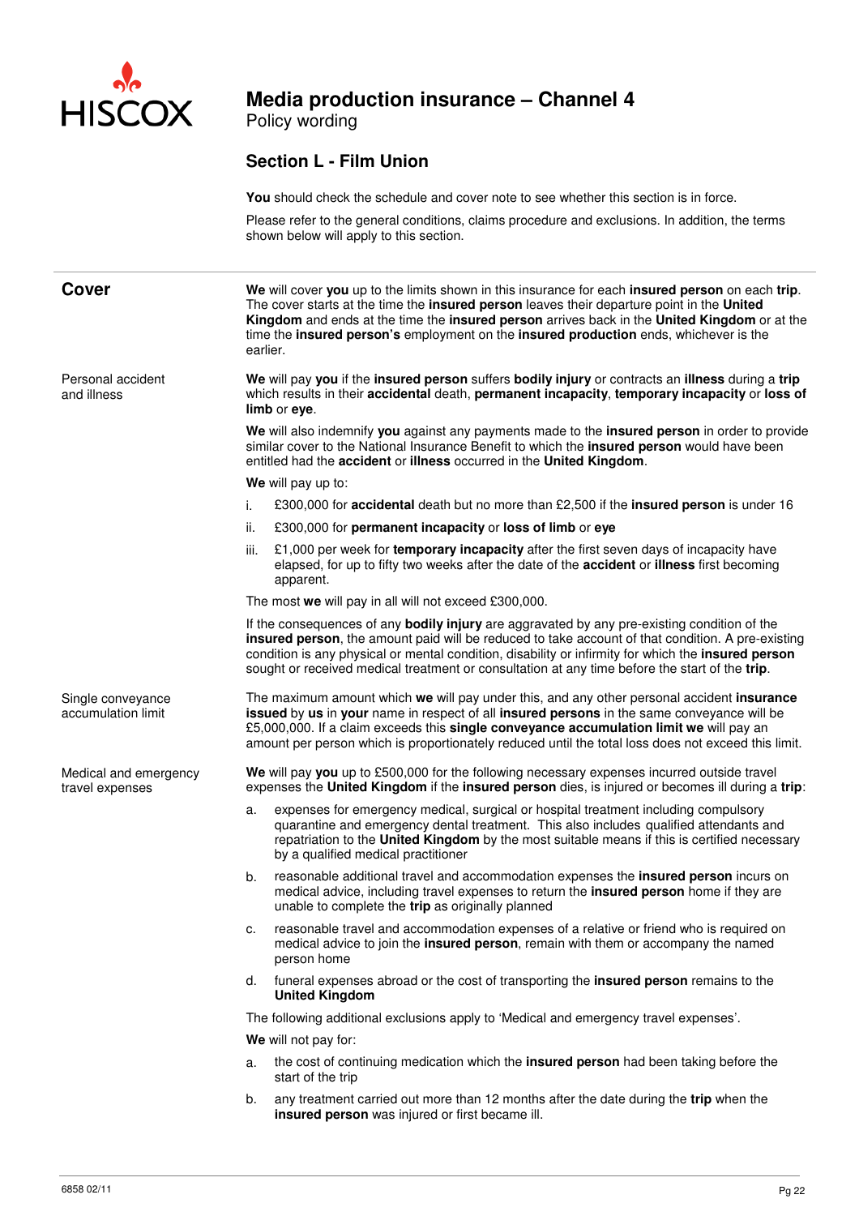# Media production insurance – Channel 4

Policy wording

## Section L - Film Union

**You** should check the schedule and cover note to see whether this section is in force.

Please refer to the general conditions, claims procedure and exclusions. In addition, the terms shown below will apply to this section.

### Cover

**We** will cover **you** up to the limits shown in this insurance for each **insured person** on each **trip**. The cover starts at the time the **insured person** leaves their departure point in the **United Kingdom** and ends at the time the **insured person** arrives back in the **United Kingdom** or at the time the **insured person's** employment on the **insured production** ends, whichever is the earlier.

#### Personal accident and illness

**We** will pay **you** if the **insured person** suffers **bodily injury** or contracts an **illness** during a **trip** which results in their **accidental** death, **permanent incapacity**, **temporary incapacity** or **loss of limb** or **eye**.

**We** will also indemnify **you** against any payments made to the **insured person** in order to provide similar cover to the National Insurance Benefit to which the **insured person** would have been entitled had the **accident** or **illness** occurred in the **United Kingdom**.

**We** will pay up to:

i. £300,000 for **accidental** death but no more than £2,500 if the **insured person** is under 16

ii. £300,000 for **permanent incapacity** or **loss of limb** or **eye**

iii. £1,000 per week for **temporary incapacity** after the first seven days of incapacity have elapsed, for up to fifty two weeks after the date of the **accident** or **illness** first becoming apparent.

The most **we** will pay in all will not exceed £300,000.

If the consequences of any **bodily injury** are aggravated by any pre-existing condition of the **insured person**, the amount paid will be reduced to take account of that condition. A pre-existing condition is any physical or mental condition, disability or infirmity for which the **insured person** sought or received medical treatment or consultation at any time before the start of the **trip**.

#### Single conveyance accumulation limit

The maximum amount which **we** will pay under this, and any other personal accident **insurance issued** by **us** in **your** name in respect of all **insured persons** in the same conveyance will be £5,000,000. If a claim exceeds this **single conveyance accumulation limit we** will pay an amount per person which is proportionately reduced until the total loss does not exceed this limit.

#### Medical and emergency travel expenses

**We** will pay **you** up to £500,000 for the following necessary expenses incurred outside travel expenses the **United Kingdom** if the **insured person** dies, is injured or becomes ill during a **trip**:

a. expenses for emergency medical, surgical or hospital treatment including compulsory quarantine and emergency dental treatment. This also includes qualified attendants and repatriation to the **United Kingdom** by the most suitable means if this is certified necessary by a qualified medical practitioner

b. reasonable additional travel and accommodation expenses the **insured person** incurs on medical advice, including travel expenses to return the **insured person** home if they are unable to complete the **trip** as originally planned

c. reasonable travel and accommodation expenses of a relative or friend who is required on medical advice to join the **insured person**, remain with them or accompany the named person home

d. funeral expenses abroad or the cost of transporting the **insured person** remains to the **United Kingdom**

The following additional exclusions apply to 'Medical and emergency travel expenses'.

**We** will not pay for:

a. the cost of continuing medication which the **insured person** had been taking before the start of the trip

b. any treatment carried out more than 12 months after the date during the **trip** when the **insured person** was injured or first became ill.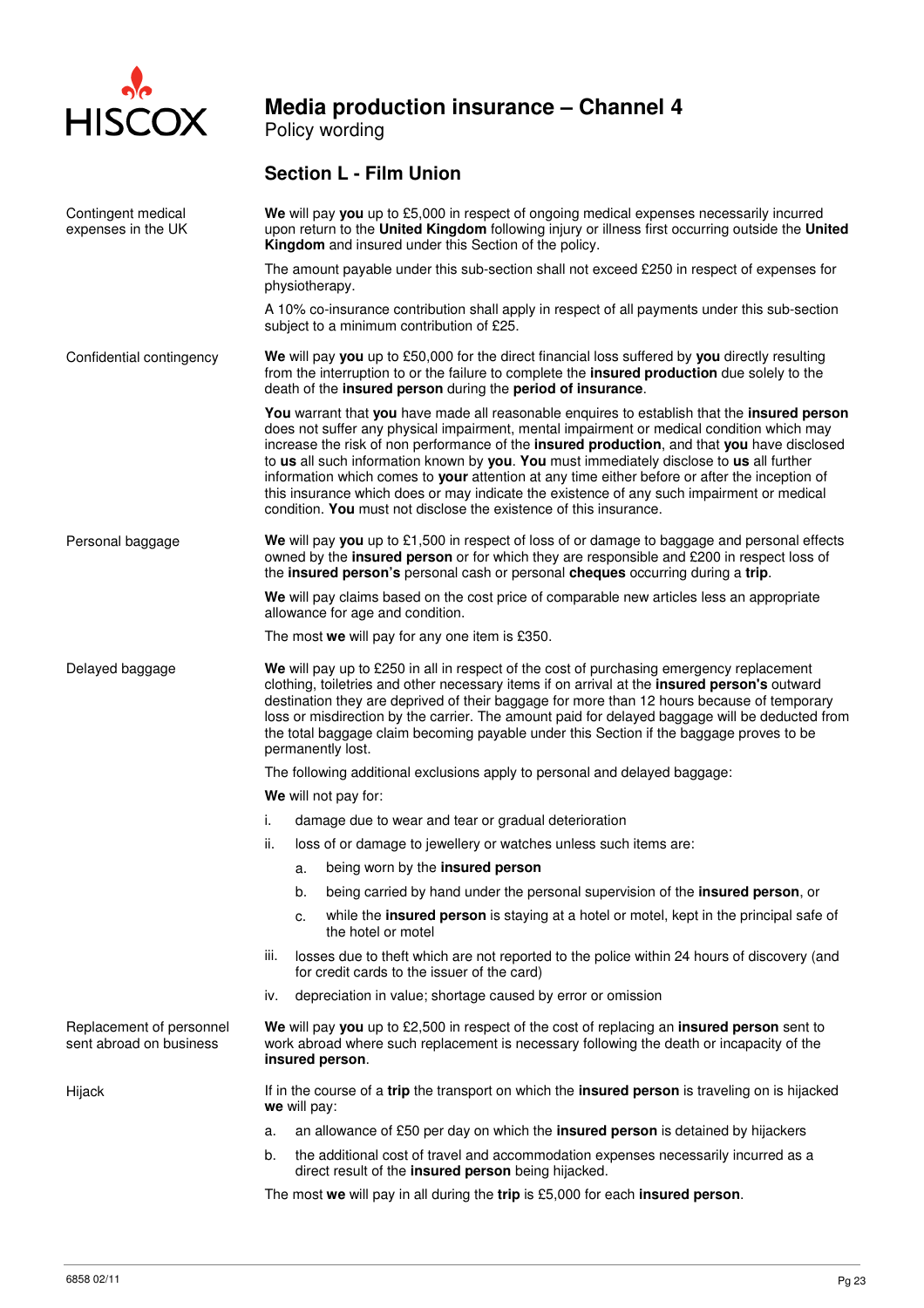## Section L - Film Union

**Contingent medical expenses in the UK**

**We** will pay **you** up to £5,000 in respect of ongoing medical expenses necessarily incurred upon return to the **United Kingdom** following injury or illness first occurring outside the **United Kingdom** and insured under this Section of the policy.

The amount payable under this sub-section shall not exceed £250 in respect of expenses for physiotherapy.

A 10% co-insurance contribution shall apply in respect of all payments under this sub-section subject to a minimum contribution of £25.

**Confidential contingency**

**We** will pay **you** up to £50,000 for the direct financial loss suffered by **you** directly resulting from the interruption to or the failure to complete the **insured production** due solely to the death of the **insured person** during the **period of insurance**.

**You** warrant that **you** have made all reasonable enquires to establish that the **insured person** does not suffer any physical impairment, mental impairment or medical condition which may increase the risk of non performance of the **insured production**, and that **you** have disclosed to **us** all such information known by **you**. **You** must immediately disclose to **us** all further information which comes to **your** attention at any time either before or after the inception of this insurance which does or may indicate the existence of any such impairment or medical condition. **You** must not disclose the existence of this insurance.

**Personal baggage**

**We** will pay **you** up to £1,500 in respect of loss of or damage to baggage and personal effects owned by the **insured person** or for which they are responsible and £200 in respect loss of the **insured person's** personal cash or personal **cheques** occurring during a **trip**.

**We** will pay claims based on the cost price of comparable new articles less an appropriate allowance for age and condition.

The most **we** will pay for any one item is £350.

**Delayed baggage**

**We** will pay up to £250 in all in respect of the cost of purchasing emergency replacement clothing, toiletries and other necessary items if on arrival at the **insured person's** outward destination they are deprived of their baggage for more than 12 hours because of temporary loss or misdirection by the carrier. The amount paid for delayed baggage will be deducted from the total baggage claim becoming payable under this Section if the baggage proves to be permanently lost.

The following additional exclusions apply to personal and delayed baggage:

**We** will not pay for:

i. damage due to wear and tear or gradual deterioration

ii. loss of or damage to jewellery or watches unless such items are:

   a. being worn by the **insured person**

   b. being carried by hand under the personal supervision of the **insured person**, or

   c. while the **insured person** is staying at a hotel or motel, kept in the principal safe of the hotel or motel

iii. losses due to theft which are not reported to the police within 24 hours of discovery (and for credit cards to the issuer of the card)

iv. depreciation in value; shortage caused by error or omission

**Replacement of personnel sent abroad on business**

**We** will pay **you** up to £2,500 in respect of the cost of replacing an **insured person** sent to work abroad where such replacement is necessary following the death or incapacity of the **insured person**.

**Hijack**

If in the course of a **trip** the transport on which the **insured person** is traveling on is hijacked **we** will pay:

a. an allowance of £50 per day on which the **insured person** is detained by hijackers

b. the additional cost of travel and accommodation expenses necessarily incurred as a direct result of the **insured person** being hijacked.

The most **we** will pay in all during the **trip** is £5,000 for each **insured person**.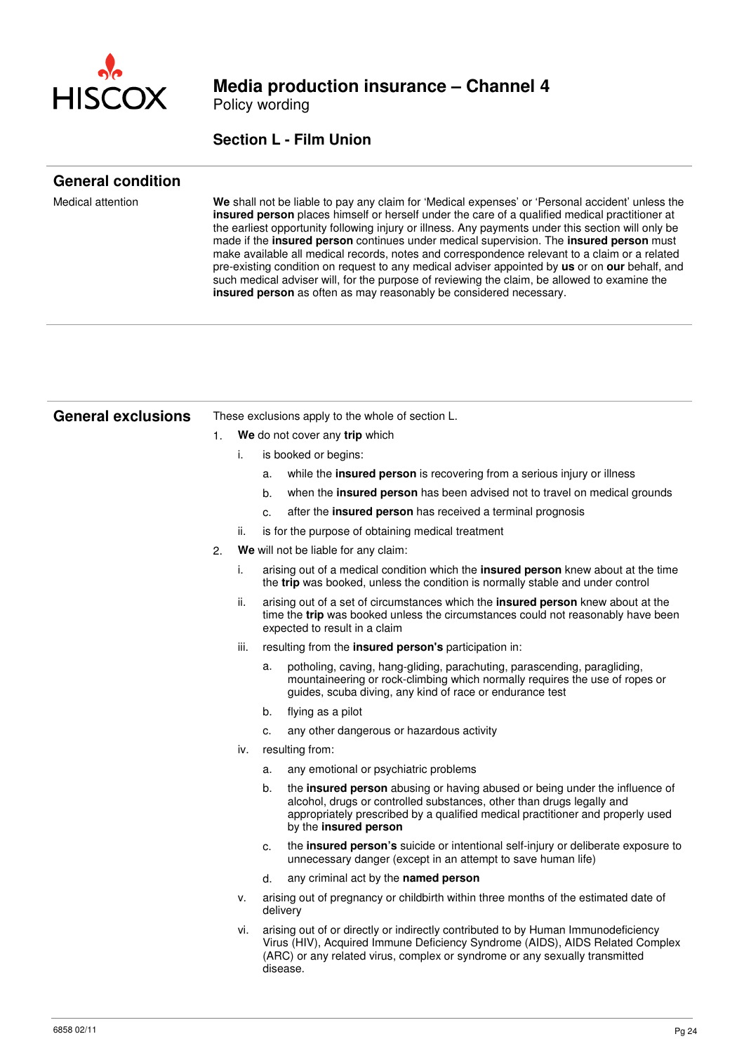## Section L - Film Union

### General condition

**Medical attention**

**We** shall not be liable to pay any claim for 'Medical expenses' or 'Personal accident' unless the **insured person** places himself or herself under the care of a qualified medical practitioner at the earliest opportunity following injury or illness. Any payments under this section will only be made if the **insured person** continues under medical supervision. The **insured person** must make available all medical records, notes and correspondence relevant to a claim or a related pre-existing condition on request to any medical adviser appointed by **us** or on **our** behalf, and such medical adviser will, for the purpose of reviewing the claim, be allowed to examine the **insured person** as often as may reasonably be considered necessary.

### General exclusions

These exclusions apply to the whole of section L.

1. **We** do not cover any **trip** which
   - i. is booked or begins:
     - a. while the **insured person** is recovering from a serious injury or illness
     - b. when the **insured person** has been advised not to travel on medical grounds
     - c. after the **insured person** has received a terminal prognosis
   - ii. is for the purpose of obtaining medical treatment
2. **We** will not be liable for any claim:
   - i. arising out of a medical condition which the **insured person** knew about at the time the **trip** was booked, unless the condition is normally stable and under control
   - ii. arising out of a set of circumstances which the **insured person** knew about at the time the **trip** was booked unless the circumstances could not reasonably have been expected to result in a claim
   - iii. resulting from the **insured person's** participation in:
     - a. potholing, caving, hang-gliding, parachuting, parascending, paragliding, mountaineering or rock-climbing which normally requires the use of ropes or guides, scuba diving, any kind of race or endurance test
     - b. flying as a pilot
     - c. any other dangerous or hazardous activity
   - iv. resulting from:
     - a. any emotional or psychiatric problems
     - b. the **insured person** abusing or having abused or being under the influence of alcohol, drugs or controlled substances, other than drugs legally and appropriately prescribed by a qualified medical practitioner and properly used by the **insured person**
     - c. the **insured person's** suicide or intentional self-injury or deliberate exposure to unnecessary danger (except in an attempt to save human life)
     - d. any criminal act by the **named person**
   - v. arising out of pregnancy or childbirth within three months of the estimated date of delivery
   - vi. arising out of or directly or indirectly contributed to by Human Immunodeficiency Virus (HIV), Acquired Immune Deficiency Syndrome (AIDS), AIDS Related Complex (ARC) or any related virus, complex or syndrome or any sexually transmitted disease.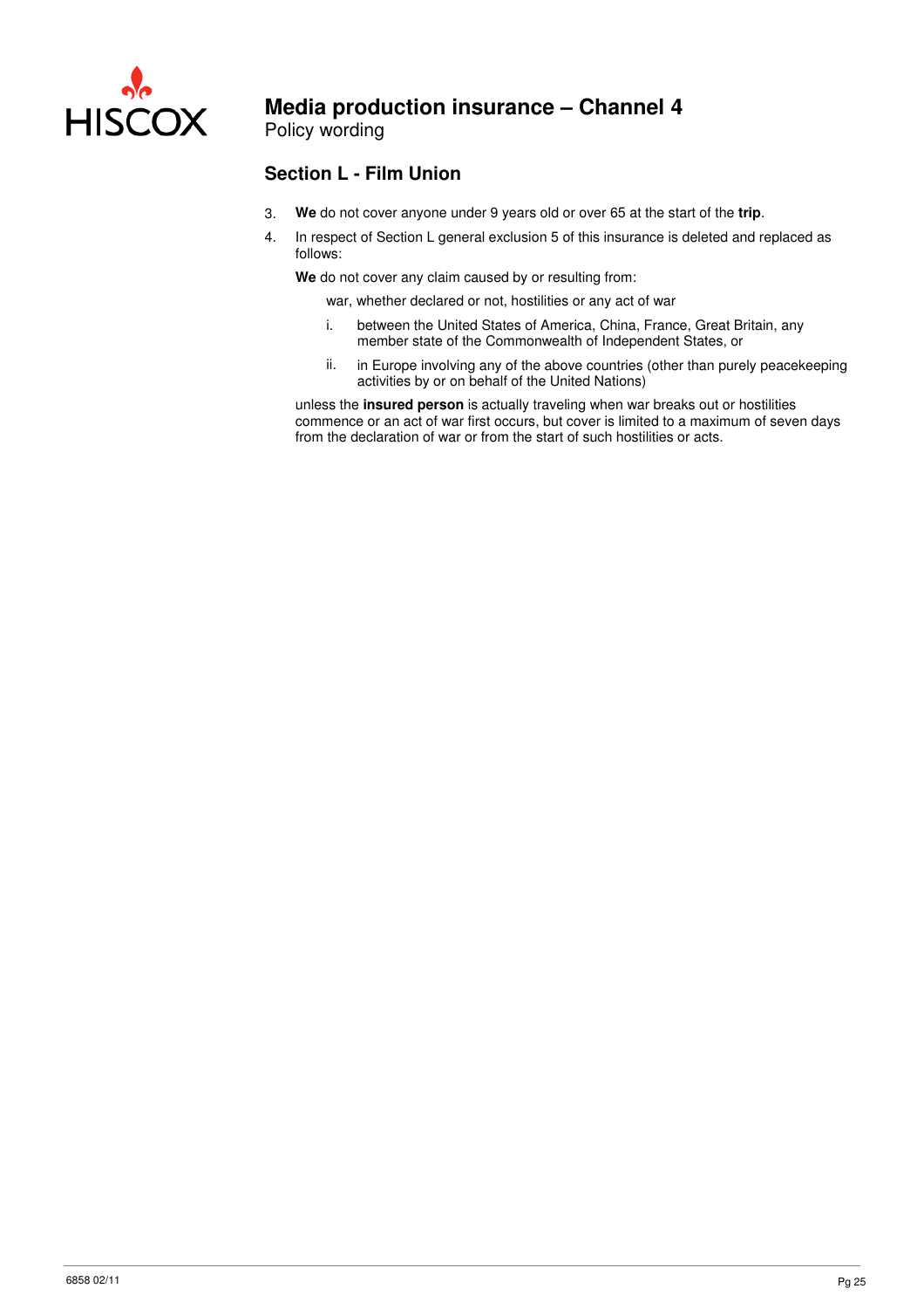## Section L - Film Union

3. **We** do not cover anyone under 9 years old or over 65 at the start of the **trip**.
4. In respect of Section L general exclusion 5 of this insurance is deleted and replaced as follows:

   **We** do not cover any claim caused by or resulting from:

   war, whether declared or not, hostilities or any act of war

   i. between the United States of America, China, France, Great Britain, any member state of the Commonwealth of Independent States, or
   ii. in Europe involving any of the above countries (other than purely peacekeeping activities by or on behalf of the United Nations)

   unless the **insured person** is actually traveling when war breaks out or hostilities commence or an act of war first occurs, but cover is limited to a maximum of seven days from the declaration of war or from the start of such hostilities or acts.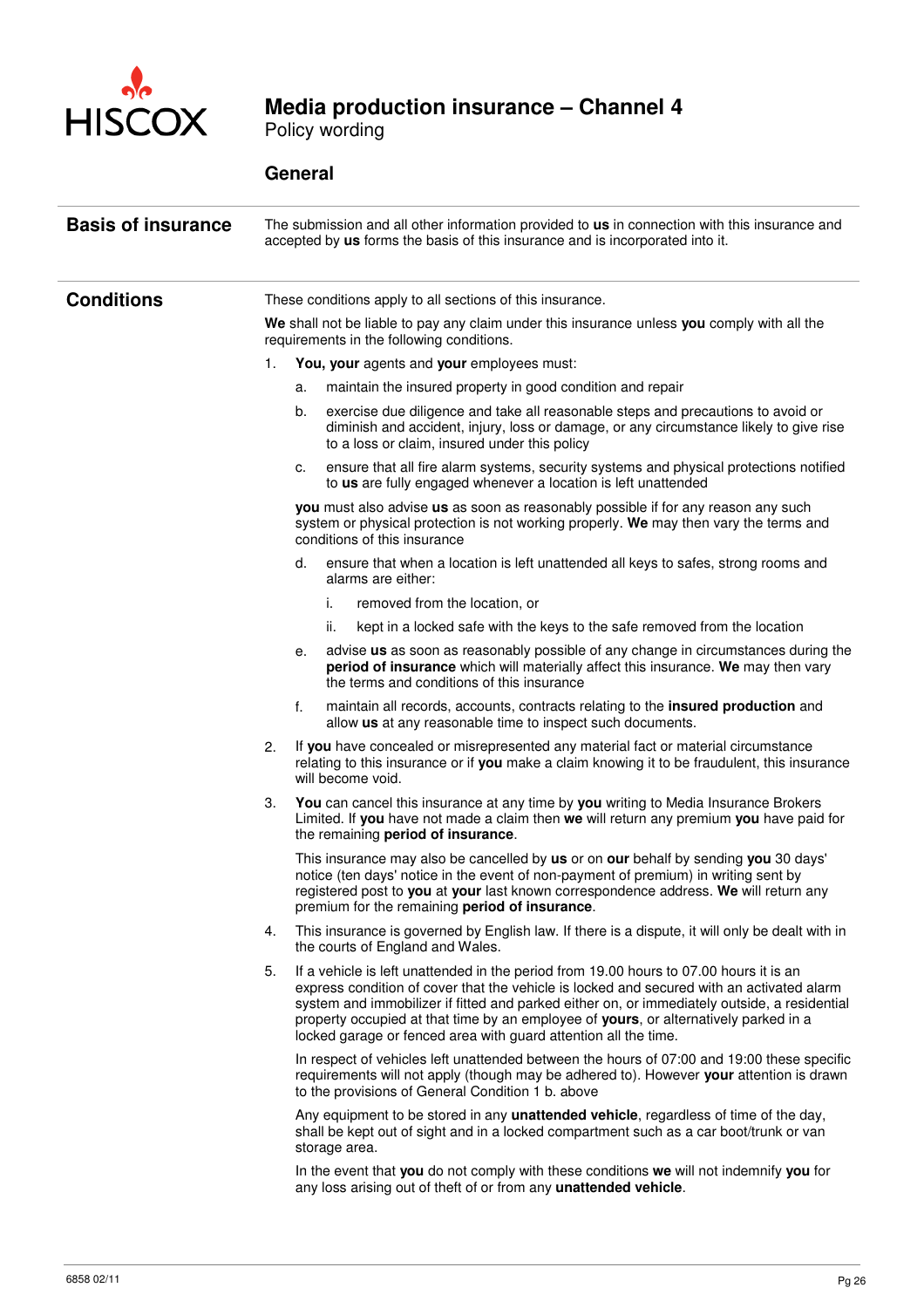# Media production insurance – Channel 4

Policy wording

## General

### Basis of insurance

The submission and all other information provided to **us** in connection with this insurance and accepted by **us** forms the basis of this insurance and is incorporated into it.

### Conditions

These conditions apply to all sections of this insurance.

**We** shall not be liable to pay any claim under this insurance unless **you** comply with all the requirements in the following conditions.

1. **You, your** agents and **your** employees must:
   a. maintain the insured property in good condition and repair
   b. exercise due diligence and take all reasonable steps and precautions to avoid or diminish and accident, injury, loss or damage, or any circumstance likely to give rise to a loss or claim, insured under this policy
   c. ensure that all fire alarm systems, security systems and physical protections notified to **us** are fully engaged whenever a location is left unattended

   **you** must also advise **us** as soon as reasonably possible if for any reason any such system or physical protection is not working properly. **We** may then vary the terms and conditions of this insurance

   d. ensure that when a location is left unattended all keys to safes, strong rooms and alarms are either:
      i. removed from the location, or
      ii. kept in a locked safe with the keys to the safe removed from the location
   e. advise **us** as soon as reasonably possible of any change in circumstances during the **period of insurance** which will materially affect this insurance. **We** may then vary the terms and conditions of this insurance
   f. maintain all records, accounts, contracts relating to the **insured production** and allow **us** at any reasonable time to inspect such documents.
2. If **you** have concealed or misrepresented any material fact or material circumstance relating to this insurance or if **you** make a claim knowing it to be fraudulent, this insurance will become void.
3. **You** can cancel this insurance at any time by **you** writing to Media Insurance Brokers Limited. If **you** have not made a claim then **we** will return any premium **you** have paid for the remaining **period of insurance**.

   This insurance may also be cancelled by **us** or on **our** behalf by sending **you** 30 days' notice (ten days' notice in the event of non-payment of premium) in writing sent by registered post to **you** at **your** last known correspondence address. **We** will return any premium for the remaining **period of insurance**.
4. This insurance is governed by English law. If there is a dispute, it will only be dealt with in the courts of England and Wales.
5. If a vehicle is left unattended in the period from 19.00 hours to 07.00 hours it is an express condition of cover that the vehicle is locked and secured with an activated alarm system and immobilizer if fitted and parked either on, or immediately outside, a residential property occupied at that time by an employee of **yours**, or alternatively parked in a locked garage or fenced area with guard attention all the time.

   In respect of vehicles left unattended between the hours of 07:00 and 19:00 these specific requirements will not apply (though may be adhered to). However **your** attention is drawn to the provisions of General Condition 1 b. above

   Any equipment to be stored in any **unattended vehicle**, regardless of time of the day, shall be kept out of sight and in a locked compartment such as a car boot/trunk or van storage area.

   In the event that **you** do not comply with these conditions **we** will not indemnify **you** for any loss arising out of theft of or from any **unattended vehicle**.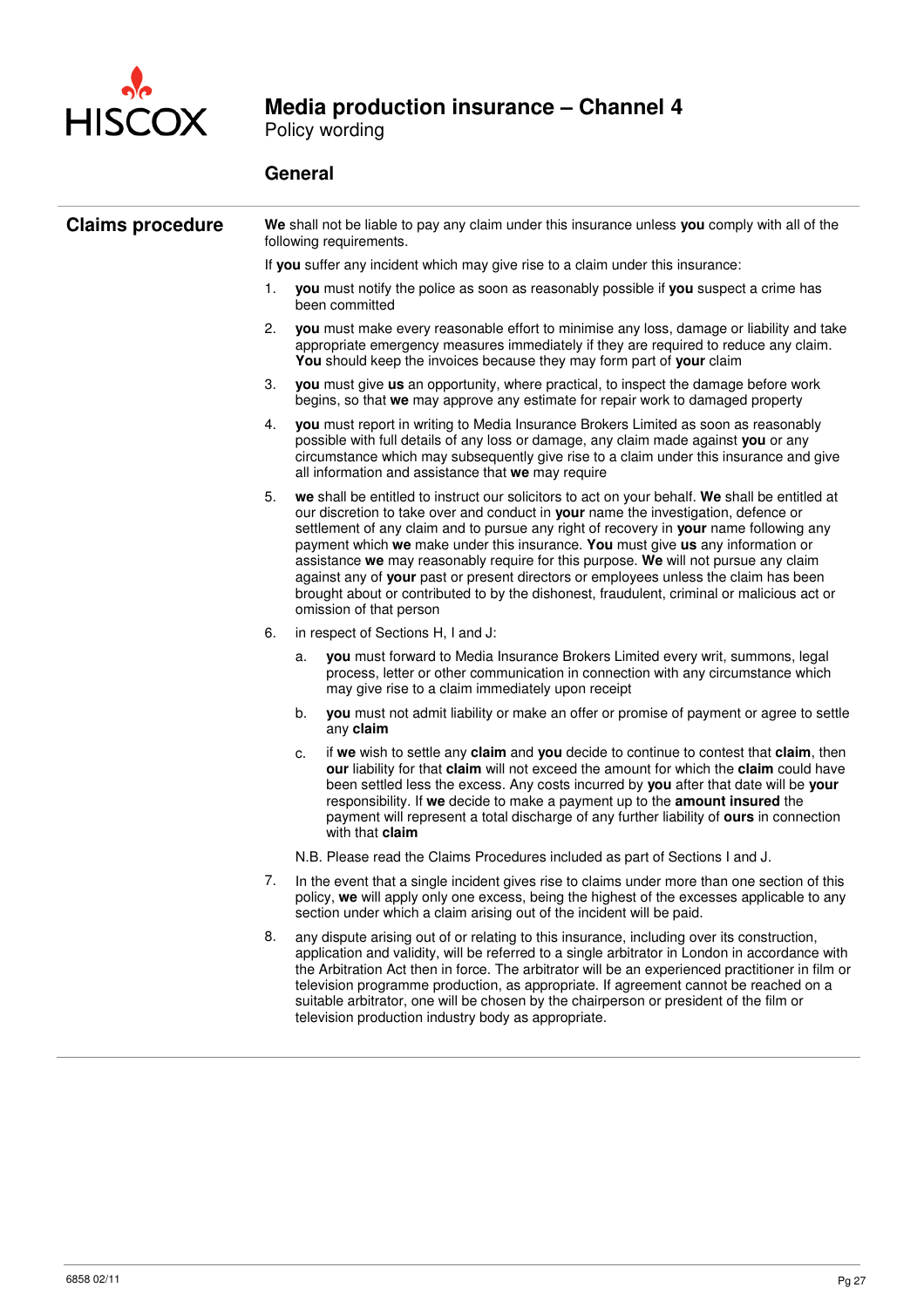## General

### Claims procedure

**We** shall not be liable to pay any claim under this insurance unless **you** comply with all of the following requirements.

If **you** suffer any incident which may give rise to a claim under this insurance:

1. **you** must notify the police as soon as reasonably possible if **you** suspect a crime has been committed
2. **you** must make every reasonable effort to minimise any loss, damage or liability and take appropriate emergency measures immediately if they are required to reduce any claim. **You** should keep the invoices because they may form part of **your** claim
3. **you** must give **us** an opportunity, where practical, to inspect the damage before work begins, so that **we** may approve any estimate for repair work to damaged property
4. **you** must report in writing to Media Insurance Brokers Limited as soon as reasonably possible with full details of any loss or damage, any claim made against **you** or any circumstance which may subsequently give rise to a claim under this insurance and give all information and assistance that **we** may require
5. **we** shall be entitled to instruct our solicitors to act on your behalf. **We** shall be entitled at our discretion to take over and conduct in **your** name the investigation, defence or settlement of any claim and to pursue any right of recovery in **your** name following any payment which **we** make under this insurance. **You** must give **us** any information or assistance **we** may reasonably require for this purpose. **We** will not pursue any claim against any of **your** past or present directors or employees unless the claim has been brought about or contributed to by the dishonest, fraudulent, criminal or malicious act or omission of that person
6. in respect of Sections H, I and J:
   a. **you** must forward to Media Insurance Brokers Limited every writ, summons, legal process, letter or other communication in connection with any circumstance which may give rise to a claim immediately upon receipt
   b. **you** must not admit liability or make an offer or promise of payment or agree to settle any **claim**
   c. if **we** wish to settle any **claim** and **you** decide to continue to contest that **claim**, then **our** liability for that **claim** will not exceed the amount for which the **claim** could have been settled less the excess. Any costs incurred by **you** after that date will be **your** responsibility. If **we** decide to make a payment up to the **amount insured** the payment will represent a total discharge of any further liability of **ours** in connection with that **claim**

   N.B. Please read the Claims Procedures included as part of Sections I and J.
7. In the event that a single incident gives rise to claims under more than one section of this policy, **we** will apply only one excess, being the highest of the excesses applicable to any section under which a claim arising out of the incident will be paid.
8. any dispute arising out of or relating to this insurance, including over its construction, application and validity, will be referred to a single arbitrator in London in accordance with the Arbitration Act then in force. The arbitrator will be an experienced practitioner in film or television programme production, as appropriate. If agreement cannot be reached on a suitable arbitrator, one will be chosen by the chairperson or president of the film or television production industry body as appropriate.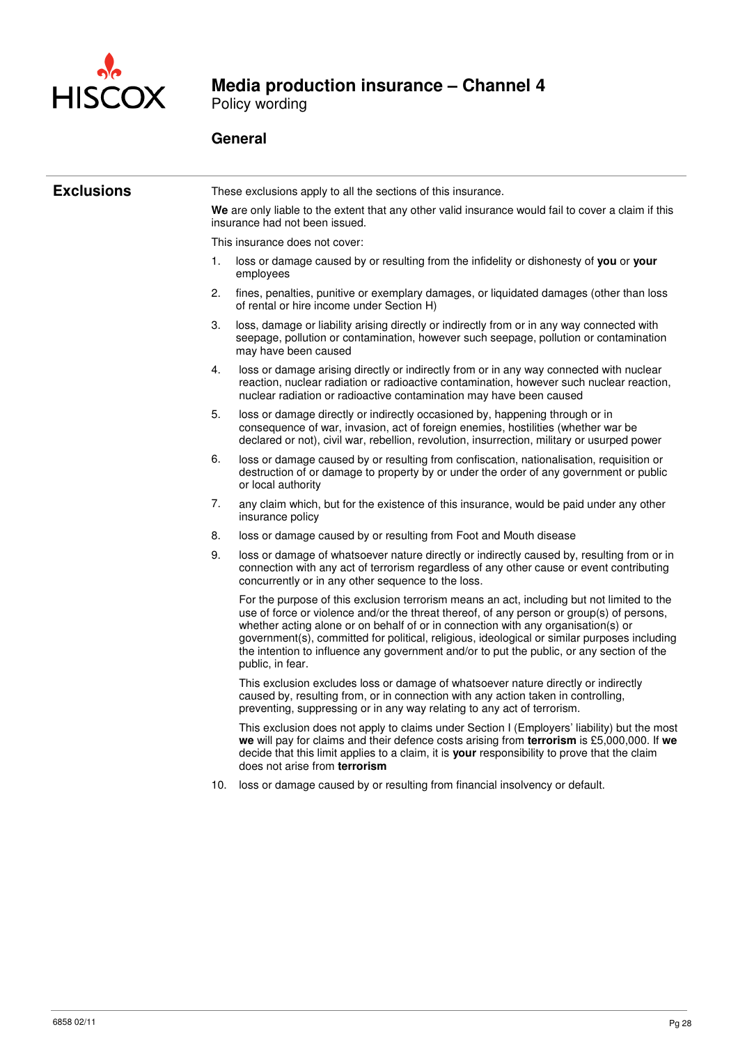## General

### Exclusions

These exclusions apply to all the sections of this insurance.

**We** are only liable to the extent that any other valid insurance would fail to cover a claim if this insurance had not been issued.

This insurance does not cover:

1. loss or damage caused by or resulting from the infidelity or dishonesty of **you** or **your** employees
2. fines, penalties, punitive or exemplary damages, or liquidated damages (other than loss of rental or hire income under Section H)
3. loss, damage or liability arising directly or indirectly from or in any way connected with seepage, pollution or contamination, however such seepage, pollution or contamination may have been caused
4. loss or damage arising directly or indirectly from or in any way connected with nuclear reaction, nuclear radiation or radioactive contamination, however such nuclear reaction, nuclear radiation or radioactive contamination may have been caused
5. loss or damage directly or indirectly occasioned by, happening through or in consequence of war, invasion, act of foreign enemies, hostilities (whether war be declared or not), civil war, rebellion, revolution, insurrection, military or usurped power
6. loss or damage caused by or resulting from confiscation, nationalisation, requisition or destruction of or damage to property by or under the order of any government or public or local authority
7. any claim which, but for the existence of this insurance, would be paid under any other insurance policy
8. loss or damage caused by or resulting from Foot and Mouth disease
9. loss or damage of whatsoever nature directly or indirectly caused by, resulting from or in connection with any act of terrorism regardless of any other cause or event contributing concurrently or in any other sequence to the loss.

   For the purpose of this exclusion terrorism means an act, including but not limited to the use of force or violence and/or the threat thereof, of any person or group(s) of persons, whether acting alone or on behalf of or in connection with any organisation(s) or government(s), committed for political, religious, ideological or similar purposes including the intention to influence any government and/or to put the public, or any section of the public, in fear.

   This exclusion excludes loss or damage of whatsoever nature directly or indirectly caused by, resulting from, or in connection with any action taken in controlling, preventing, suppressing or in any way relating to any act of terrorism.

   This exclusion does not apply to claims under Section I (Employers' liability) but the most **we** will pay for claims and their defence costs arising from **terrorism** is £5,000,000. If **we** decide that this limit applies to a claim, it is **your** responsibility to prove that the claim does not arise from **terrorism**
10. loss or damage caused by or resulting from financial insolvency or default.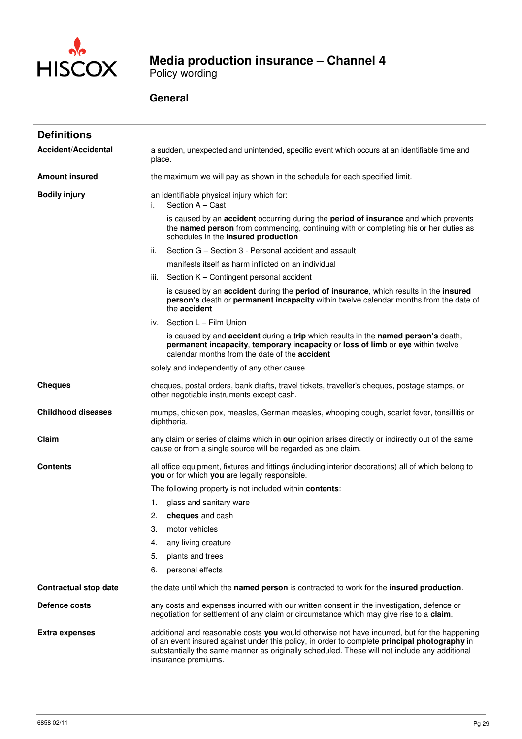# Media production insurance – Channel 4

Policy wording

## General

## Definitions

**Accident/Accidental**
a sudden, unexpected and unintended, specific event which occurs at an identifiable time and place.

**Amount insured**
the maximum we will pay as shown in the schedule for each specified limit.

**Bodily injury**
an identifiable physical injury which for:

i. Section A – Cast

   is caused by an **accident** occurring during the **period of insurance** and which prevents the **named person** from commencing, continuing with or completing his or her duties as schedules in the **insured production**

ii. Section G – Section 3 - Personal accident and assault

   manifests itself as harm inflicted on an individual

iii. Section K – Contingent personal accident

   is caused by an **accident** during the **period of insurance**, which results in the **insured person's** death or **permanent incapacity** within twelve calendar months from the date of the **accident**

iv. Section L – Film Union

   is caused by and **accident** during a **trip** which results in the **named person's** death, **permanent incapacity**, **temporary incapacity** or **loss of limb** or **eye** within twelve calendar months from the date of the **accident**

solely and independently of any other cause.

**Cheques**
cheques, postal orders, bank drafts, travel tickets, traveller's cheques, postage stamps, or other negotiable instruments except cash.

**Childhood diseases**
mumps, chicken pox, measles, German measles, whooping cough, scarlet fever, tonsillitis or diphtheria.

**Claim**
any claim or series of claims which in **our** opinion arises directly or indirectly out of the same cause or from a single source will be regarded as one claim.

**Contents**
all office equipment, fixtures and fittings (including interior decorations) all of which belong to **you** or for which **you** are legally responsible.

The following property is not included within **contents**:

1. glass and sanitary ware
2. **cheques** and cash
3. motor vehicles
4. any living creature
5. plants and trees
6. personal effects

**Contractual stop date**
the date until which the **named person** is contracted to work for the **insured production**.

**Defence costs**
any costs and expenses incurred with our written consent in the investigation, defence or negotiation for settlement of any claim or circumstance which may give rise to a **claim**.

**Extra expenses**
additional and reasonable costs **you** would otherwise not have incurred, but for the happening of an event insured against under this policy, in order to complete **principal photography** in substantially the same manner as originally scheduled. These will not include any additional insurance premiums.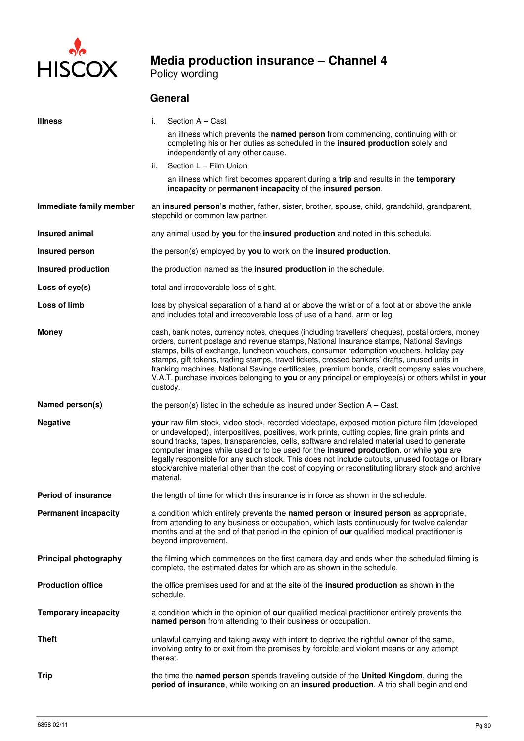# Media production insurance – Channel 4

Policy wording

## General

**Illness**

i. Section A – Cast

an illness which prevents the **named person** from commencing, continuing with or completing his or her duties as scheduled in the **insured production** solely and independently of any other cause.

ii. Section L – Film Union

an illness which first becomes apparent during a **trip** and results in the **temporary incapacity** or **permanent incapacity** of the **insured person**.

**Immediate family member**

an **insured person's** mother, father, sister, brother, spouse, child, grandchild, grandparent, stepchild or common law partner.

**Insured animal**

any animal used by **you** for the **insured production** and noted in this schedule.

**Insured person**

the person(s) employed by **you** to work on the **insured production**.

**Insured production**

the production named as the **insured production** in the schedule.

**Loss of eye(s)**

total and irrecoverable loss of sight.

**Loss of limb**

loss by physical separation of a hand at or above the wrist or of a foot at or above the ankle and includes total and irrecoverable loss of use of a hand, arm or leg.

**Money**

cash, bank notes, currency notes, cheques (including travellers' cheques), postal orders, money orders, current postage and revenue stamps, National Insurance stamps, National Savings stamps, bills of exchange, luncheon vouchers, consumer redemption vouchers, holiday pay stamps, gift tokens, trading stamps, travel tickets, crossed bankers' drafts, unused units in franking machines, National Savings certificates, premium bonds, credit company sales vouchers, V.A.T. purchase invoices belonging to **you** or any principal or employee(s) or others whilst in **your** custody.

**Named person(s)**

the person(s) listed in the schedule as insured under Section A – Cast.

**Negative**

**your** raw film stock, video stock, recorded videotape, exposed motion picture film (developed or undeveloped), interpositives, positives, work prints, cutting copies, fine grain prints and sound tracks, tapes, transparencies, cells, software and related material used to generate computer images while used or to be used for the **insured production**, or while **you** are legally responsible for any such stock. This does not include cutouts, unused footage or library stock/archive material other than the cost of copying or reconstituting library stock and archive material.

**Period of insurance**

the length of time for which this insurance is in force as shown in the schedule.

**Permanent incapacity**

a condition which entirely prevents the **named person** or **insured person** as appropriate, from attending to any business or occupation, which lasts continuously for twelve calendar months and at the end of that period in the opinion of **our** qualified medical practitioner is beyond improvement.

**Principal photography**

the filming which commences on the first camera day and ends when the scheduled filming is complete, the estimated dates for which are as shown in the schedule.

**Production office**

the office premises used for and at the site of the **insured production** as shown in the schedule.

**Temporary incapacity**

a condition which in the opinion of **our** qualified medical practitioner entirely prevents the **named person** from attending to their business or occupation.

**Theft**

unlawful carrying and taking away with intent to deprive the rightful owner of the same, involving entry to or exit from the premises by forcible and violent means or any attempt thereat.

**Trip**

the time the **named person** spends traveling outside of the **United Kingdom**, during the **period of insurance**, while working on an **insured production**. A trip shall begin and end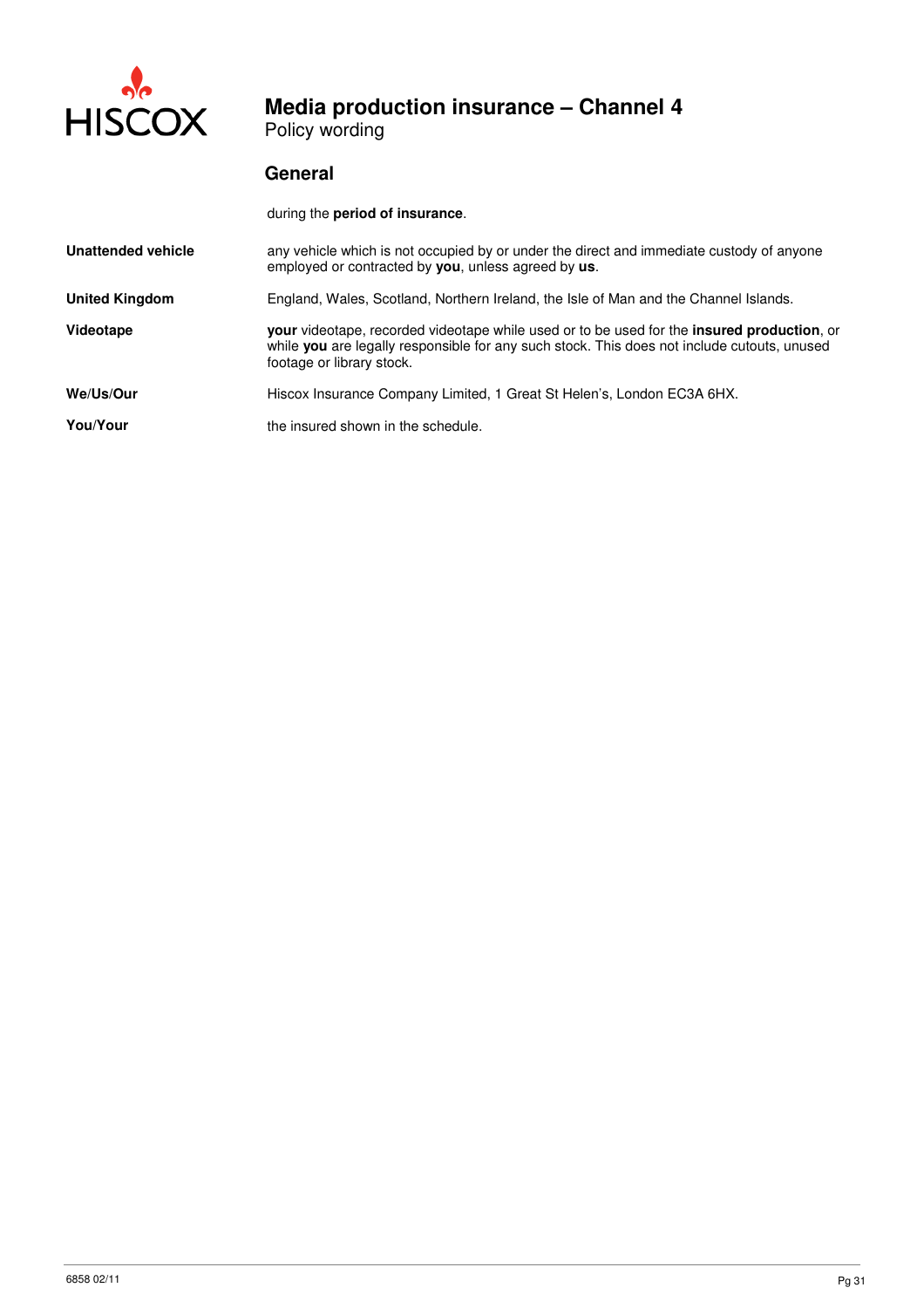# Media production insurance – Channel 4

Policy wording

## General

during the **period of insurance**.

| | |
|---|---|
| **Unattended vehicle** | any vehicle which is not occupied by or under the direct and immediate custody of anyone employed or contracted by **you**, unless agreed by **us**. |
| **United Kingdom** | England, Wales, Scotland, Northern Ireland, the Isle of Man and the Channel Islands. |
| **Videotape** | **your** videotape, recorded videotape while used or to be used for the **insured production**, or while **you** are legally responsible for any such stock. This does not include cutouts, unused footage or library stock. |
| **We/Us/Our** | Hiscox Insurance Company Limited, 1 Great St Helen's, London EC3A 6HX. |
| **You/Your** | the insured shown in the schedule. |

6858 02/11